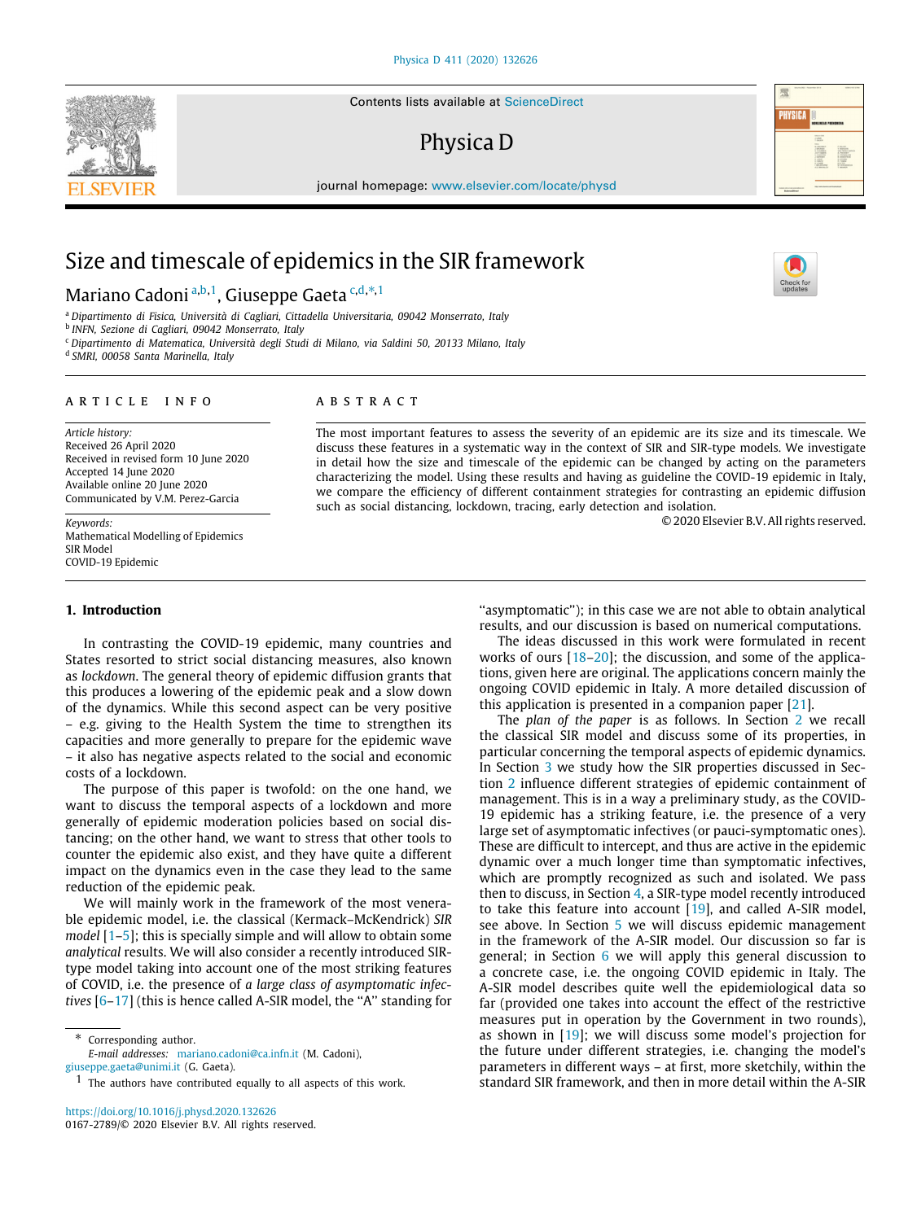# Size and timescale of epidemics in the SIR framework

Mariano Cadoni [a,b,1], Giuseppe Gaeta [c,d,*,1]

[a] Dipartimento di Fisica, Università di Cagliari, Cittadella Universitaria, 09042 Monserrato, Italy
[b] INFN, Sezione di Cagliari, 09042 Monserrato, Italy
[c] Dipartimento di Matematica, Università degli Studi di Milano, via Saldini 50, 20133 Milano, Italy
[d] SMRI, 00058 Santa Marinella, Italy

**ARTICLE INFO**

*Article history:*
Received 26 April 2020
Received in revised form 10 June 2020
Accepted 14 June 2020
Available online 20 June 2020
Communicated by V.M. Perez-Garcia

*Keywords:*
Mathematical Modelling of Epidemics
SIR Model
COVID-19 Epidemic

**ABSTRACT**

The most important features to assess the severity of an epidemic are its size and its timescale. We discuss these features in a systematic way in the context of SIR and SIR-type models. We investigate in detail how the size and timescale of the epidemic can be changed by acting on the parameters characterizing the model. Using these results and having as guideline the COVID-19 epidemic in Italy, we compare the efficiency of different containment strategies for contrasting an epidemic diffusion such as social distancing, lockdown, tracing, early detection and isolation.

© 2020 Elsevier B.V. All rights reserved.

## 1. Introduction

In contrasting the COVID-19 epidemic, many countries and States resorted to strict social distancing measures, also known as *lockdown*. The general theory of epidemic diffusion grants that this produces a lowering of the epidemic peak and a slow down of the dynamics. While this second aspect can be very positive – e.g. giving to the Health System the time to strengthen its capacities and more generally to prepare for the epidemic wave – it also has negative aspects related to the social and economic costs of a lockdown.

The purpose of this paper is twofold: on the one hand, we want to discuss the temporal aspects of a lockdown and more generally of epidemic moderation policies based on social distancing; on the other hand, we want to stress that other tools to counter the epidemic also exist, and they have quite a different impact on the dynamics even in the case they lead to the same reduction of the epidemic peak.

We will mainly work in the framework of the most venerable epidemic model, i.e. the classical (Kermack–McKendrick) *SIR model* [1–5]; this is specially simple and will allow to obtain some *analytical* results. We will also consider a recently introduced SIR-type model taking into account one of the most striking features of COVID, i.e. the presence of *a large class of asymptomatic infectives* [6–17] (this is hence called A-SIR model, the "A" standing for "asymptomatic"); in this case we are not able to obtain analytical results, and our discussion is based on numerical computations.

The ideas discussed in this work were formulated in recent works of ours [18–20]; the discussion, and some of the applications, given here are original. The applications concern mainly the ongoing COVID epidemic in Italy. A more detailed discussion of this application is presented in a companion paper [21].

The *plan of the paper* is as follows. In Section 2 we recall the classical SIR model and discuss some of its properties, in particular concerning the temporal aspects of epidemic dynamics. In Section 3 we study how the SIR properties discussed in Section 2 influence different strategies of epidemic containment of management. This is in a way a preliminary study, as the COVID-19 epidemic has a striking feature, i.e. the presence of a very large set of asymptomatic infectives (or pauci-symptomatic ones). These are difficult to intercept, and thus are active in the epidemic dynamic over a much longer time than symptomatic infectives, which are promptly recognized as such and isolated. We pass then to discuss, in Section 4, a SIR-type model recently introduced to take this feature into account [19], and called A-SIR model, see above. In Section 5 we will discuss epidemic management in the framework of the A-SIR model. Our discussion so far is general; in Section 6 we will apply this general discussion to a concrete case, i.e. the ongoing COVID epidemic in Italy. The A-SIR model describes quite well the epidemiological data so far (provided one takes into account the effect of the restrictive measures put in operation by the Government in two rounds), as shown in [19]; we will discuss some model's projection for the future under different strategies, i.e. changing the model's parameters in different ways – at first, more sketchily, within the standard SIR framework, and then in more detail within the A-SIR

* Corresponding author.
*E-mail addresses:* mariano.cadoni@ca.infn.it (M. Cadoni), giuseppe.gaeta@unimi.it (G. Gaeta).
[1] The authors have contributed equally to all aspects of this work.

https://doi.org/10.1016/j.physd.2020.132626
0167-2789/© 2020 Elsevier B.V. All rights reserved.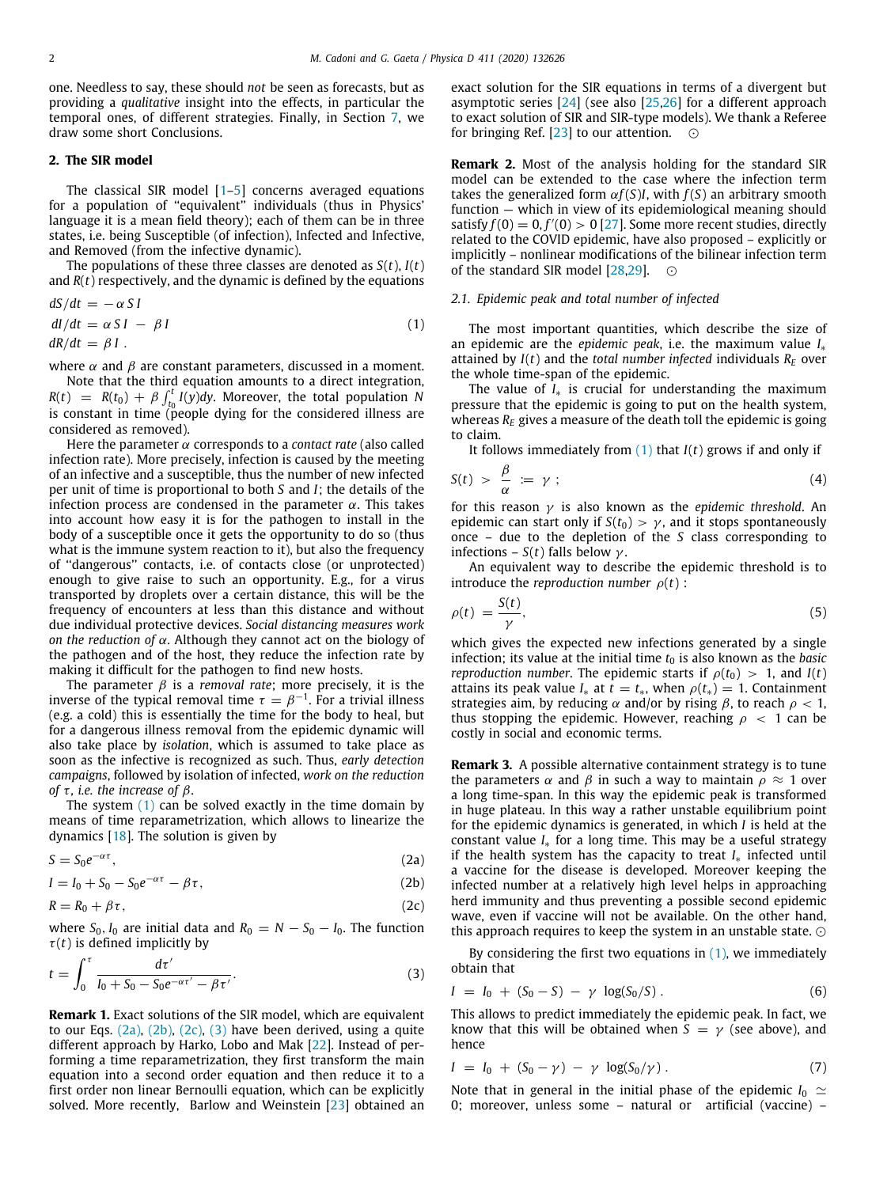one. Needless to say, these should *not* be seen as forecasts, but as providing a *qualitative* insight into the effects, in particular the temporal ones, of different strategies. Finally, in Section 7, we draw some short Conclusions.

## 2. The SIR model

The classical SIR model [1–5] concerns averaged equations for a population of "equivalent" individuals (thus in Physics' language it is a mean field theory); each of them can be in three states, i.e. being Susceptible (of infection), Infected and Infective, and Removed (from the infective dynamic).

The populations of these three classes are denoted as $S(t)$, $I(t)$ and $R(t)$ respectively, and the dynamic is defined by the equations

$$
\begin{aligned}
dS/dt &= -\alpha S I \\
dI/dt &= \alpha S I - \beta I \\
dR/dt &= \beta I .
\end{aligned}
\tag{1}
$$

where $\alpha$ and $\beta$ are constant parameters, discussed in a moment.

Note that the third equation amounts to a direct integration, $R(t) = R(t_0) + \beta \int_{t_0}^{t} I(y)dy$. Moreover, the total population $N$ is constant in time (people dying for the considered illness are considered as removed).

Here the parameter $\alpha$ corresponds to a *contact rate* (also called infection rate). More precisely, infection is caused by the meeting of an infective and a susceptible, thus the number of new infected per unit of time is proportional to both $S$ and $I$; the details of the infection process are condensed in the parameter $\alpha$. This takes into account how easy it is for the pathogen to install in the body of a susceptible once it gets the opportunity to do so (thus what is the immune system reaction to it), but also the frequency of "dangerous" contacts, i.e. of contacts close (or unprotected) enough to give raise to such an opportunity. E.g., for a virus transported by droplets over a certain distance, this will be the frequency of encounters at less than this distance and without due individual protective devices. *Social distancing measures work on the reduction of* $\alpha$. Although they cannot act on the biology of the pathogen and of the host, they reduce the infection rate by making it difficult for the pathogen to find new hosts.

The parameter $\beta$ is a *removal rate*; more precisely, it is the inverse of the typical removal time $\tau = \beta^{-1}$. For a trivial illness (e.g. a cold) this is essentially the time for the body to heal, but for a dangerous illness removal from the epidemic dynamic will also take place by *isolation*, which is assumed to take place as soon as the infective is recognized as such. Thus, *early detection campaigns*, followed by isolation of infected, *work on the reduction of* $\tau$, *i.e. the increase of* $\beta$.

The system (1) can be solved exactly in the time domain by means of time reparametrization, which allows to linearize the dynamics [18]. The solution is given by

$$
S = S_0 e^{-\alpha \tau}, \tag{2a}
$$

$$
I = I_0 + S_0 - S_0 e^{-\alpha \tau} - \beta \tau, \tag{2b}
$$

$$
R = R_0 + \beta \tau, \tag{2c}
$$

where $S_0, I_0$ are initial data and $R_0 = N - S_0 - I_0$. The function $\tau(t)$ is defined implicitly by

$$
t = \int_0^{\tau} \frac{d\tau'}{I_0 + S_0 - S_0 e^{-\alpha \tau'} - \beta \tau'} . \tag{3}
$$

**Remark 1.** Exact solutions of the SIR model, which are equivalent to our Eqs. (2a), (2b), (2c), (3) have been derived, using a quite different approach by Harko, Lobo and Mak [22]. Instead of performing a time reparametrization, they first transform the main equation into a second order equation and then reduce it to a first order non linear Bernoulli equation, which can be explicitly solved. More recently, Barlow and Weinstein [23] obtained an exact solution for the SIR equations in terms of a divergent but asymptotic series [24] (see also [25,26] for a different approach to exact solution of SIR and SIR-type models). We thank a Referee for bringing Ref. [23] to our attention. ⊙

**Remark 2.** Most of the analysis holding for the standard SIR model can be extended to the case where the infection term takes the generalized form $\alpha f(S) I$, with $f(S)$ an arbitrary smooth function — which in view of its epidemiological meaning should satisfy $f(0) = 0, f'(0) > 0$ [27]. Some more recent studies, directly related to the COVID epidemic, have also proposed – explicitly or implicitly – nonlinear modifications of the bilinear infection term of the standard SIR model [28,29]. ⊙

### 2.1. Epidemic peak and total number of infected

The most important quantities, which describe the size of an epidemic are the *epidemic peak*, i.e. the maximum value $I_*$ attained by $I(t)$ and the *total number infected* individuals $R_E$ over the whole time-span of the epidemic.

The value of $I_*$ is crucial for understanding the maximum pressure that the epidemic is going to put on the health system, whereas $R_E$ gives a measure of the death toll the epidemic is going to claim.

It follows immediately from (1) that $I(t)$ grows if and only if

$$
S(t) > \frac{\beta}{\alpha} := \gamma ; \tag{4}
$$

for this reason $\gamma$ is also known as the *epidemic threshold*. An epidemic can start only if $S(t_0) > \gamma$, and it stops spontaneously once – due to the depletion of the $S$ class corresponding to infections – $S(t)$ falls below $\gamma$.

An equivalent way to describe the epidemic threshold is to introduce the *reproduction number* $\rho(t)$ :

$$
\rho(t) = \frac{S(t)}{\gamma}, \tag{5}
$$

which gives the expected new infections generated by a single infection; its value at the initial time $t_0$ is also known as the *basic reproduction number*. The epidemic starts if $\rho(t_0) > 1$, and $I(t)$ attains its peak value $I_*$ at $t = t_*$, when $\rho(t_*) = 1$. Containment strategies aim, by reducing $\alpha$ and/or by rising $\beta$, to reach $\rho < 1$, thus stopping the epidemic. However, reaching $\rho < 1$ can be costly in social and economic terms.

**Remark 3.** A possible alternative containment strategy is to tune the parameters $\alpha$ and $\beta$ in such a way to maintain $\rho \approx 1$ over a long time-span. In this way the epidemic peak is transformed in huge plateau. In this way a rather unstable equilibrium point for the epidemic dynamics is generated, in which $I$ is held at the constant value $I_*$ for a long time. This may be a useful strategy if the health system has the capacity to treat $I_*$ infected until a vaccine for the disease is developed. Moreover keeping the infected number at a relatively high level helps in approaching herd immunity and thus preventing a possible second epidemic wave, even if vaccine will not be available. On the other hand, this approach requires to keep the system in an unstable state. ⊙

By considering the first two equations in (1), we immediately obtain that

$$
I = I_0 + (S_0 - S) - \gamma \log(S_0/S) . \tag{6}
$$

This allows to predict immediately the epidemic peak. In fact, we know that this will be obtained when $S = \gamma$ (see above), and hence

$$
I = I_0 + (S_0 - \gamma) - \gamma \log(S_0/\gamma) . \tag{7}
$$

Note that in general in the initial phase of the epidemic $I_0 \simeq 0$; moreover, unless some – natural or artificial (vaccine) –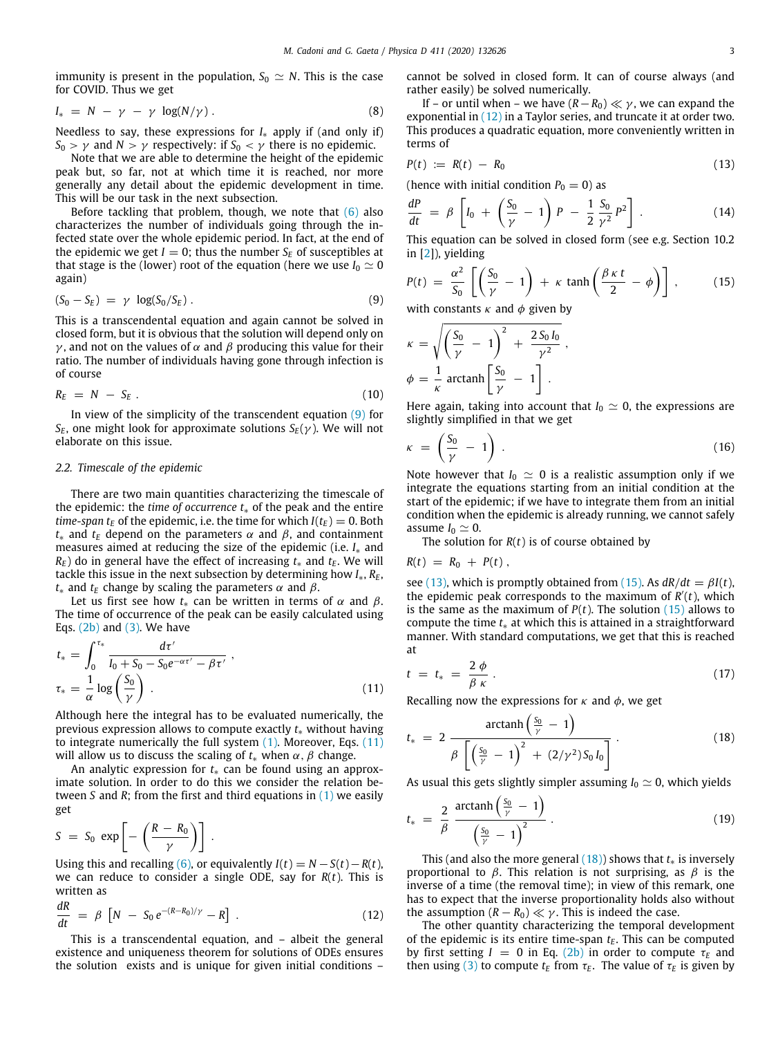immunity is present in the population, $S_0 \simeq N$. This is the case for COVID. Thus we get

$$I_* = N - \gamma - \gamma \log(N/\gamma) . \tag{8}$$

Needless to say, these expressions for $I_*$ apply if (and only if) $S_0 > \gamma$ and $N > \gamma$ respectively: if $S_0 < \gamma$ there is no epidemic.

Note that we are able to determine the height of the epidemic peak but, so far, not at which time it is reached, nor more generally any detail about the epidemic development in time. This will be our task in the next subsection.

Before tackling that problem, though, we note that (6) also characterizes the number of individuals going through the infected state over the whole epidemic period. In fact, at the end of the epidemic we get $I = 0$; thus the number $S_E$ of susceptibles at that stage is the (lower) root of the equation (here we use $I_0 \simeq 0$ again)

$$(S_0 - S_E) = \gamma \log(S_0/S_E) . \tag{9}$$

This is a transcendental equation and again cannot be solved in closed form, but it is obvious that the solution will depend only on $\gamma$, and not on the values of $\alpha$ and $\beta$ producing this value for their ratio. The number of individuals having gone through infection is of course

$$R_E = N - S_E . \tag{10}$$

In view of the simplicity of the transcendent equation (9) for $S_E$, one might look for approximate solutions $S_E(\gamma)$. We will not elaborate on this issue.

### 2.2. Timescale of the epidemic

There are two main quantities characterizing the timescale of the epidemic: the *time of occurrence* $t_*$ of the peak and the entire *time-span* $t_E$ of the epidemic, i.e. the time for which $I(t_E) = 0$. Both $t_*$ and $t_E$ depend on the parameters $\alpha$ and $\beta$, and containment measures aimed at reducing the size of the epidemic (i.e. $I_*$ and $R_E$) do in general have the effect of increasing $t_*$ and $t_E$. We will tackle this issue in the next subsection by determining how $I_*$, $R_E$, $t_*$ and $t_E$ change by scaling the parameters $\alpha$ and $\beta$.

Let us first see how $t_*$ can be written in terms of $\alpha$ and $\beta$. The time of occurrence of the peak can be easily calculated using Eqs. (2b) and (3). We have

$$t_* = \int_0^{\tau_*} \frac{d\tau'}{I_0 + S_0 - S_0 e^{-\alpha\tau'} - \beta\tau'} ,$$
$$\tau_* = \frac{1}{\alpha} \log\left(\frac{S_0}{\gamma}\right) . \tag{11}$$

Although here the integral has to be evaluated numerically, the previous expression allows to compute exactly $t_*$ without having to integrate numerically the full system (1). Moreover, Eqs. (11) will allow us to discuss the scaling of $t_*$ when $\alpha$, $\beta$ change.

An analytic expression for $t_*$ can be found using an approximate solution. In order to do this we consider the relation between $S$ and $R$; from the first and third equations in (1) we easily get

$$S = S_0 \exp\left[-\left(\frac{R - R_0}{\gamma}\right)\right] .$$

Using this and recalling (6), or equivalently $I(t) = N - S(t) - R(t)$, we can reduce to consider a single ODE, say for $R(t)$. This is written as

$$\frac{dR}{dt} = \beta \left[N - S_0 e^{-(R-R_0)/\gamma} - R\right] . \tag{12}$$

This is a transcendental equation, and – albeit the general existence and uniqueness theorem for solutions of ODEs ensures the solution exists and is unique for given initial conditions – cannot be solved in closed form. It can of course always (and rather easily) be solved numerically.

If – or until when – we have $(R - R_0) \ll \gamma$, we can expand the exponential in (12) in a Taylor series, and truncate it at order two. This produces a quadratic equation, more conveniently written in terms of

$$P(t) := R(t) - R_0 \tag{13}$$

(hence with initial condition $P_0 = 0$) as

$$\frac{dP}{dt} = \beta \left[I_0 + \left(\frac{S_0}{\gamma} - 1\right) P - \frac{1}{2} \frac{S_0}{\gamma^2} P^2\right] . \tag{14}$$

This equation can be solved in closed form (see e.g. Section 10.2 in [2]), yielding

$$P(t) = \frac{\alpha^2}{S_0} \left[\left(\frac{S_0}{\gamma} - 1\right) + \kappa \tanh\left(\frac{\beta \kappa t}{2} - \phi\right)\right] , \tag{15}$$

with constants $\kappa$ and $\phi$ given by

$$\kappa = \sqrt{\left(\frac{S_0}{\gamma} - 1\right)^2 + \frac{2 S_0 I_0}{\gamma^2}} ,$$
$$\phi = \frac{1}{\kappa} \operatorname{arctanh}\left[\frac{S_0}{\gamma} - 1\right] .$$

Here again, taking into account that $I_0 \simeq 0$, the expressions are slightly simplified in that we get

$$\kappa = \left(\frac{S_0}{\gamma} - 1\right) . \tag{16}$$

Note however that $I_0 \simeq 0$ is a realistic assumption only if we integrate the equations starting from an initial condition at the start of the epidemic; if we have to integrate them from an initial condition when the epidemic is already running, we cannot safely assume $I_0 \simeq 0$.

The solution for $R(t)$ is of course obtained by

$$R(t) = R_0 + P(t) ,$$

see (13), which is promptly obtained from (15). As $dR/dt = \beta I(t)$, the epidemic peak corresponds to the maximum of $R'(t)$, which is the same as the maximum of $P(t)$. The solution (15) allows to compute the time $t_*$ at which this is attained in a straightforward manner. With standard computations, we get that this is reached at

$$t = t_* = \frac{2\phi}{\beta \kappa} . \tag{17}$$

Recalling now the expressions for $\kappa$ and $\phi$, we get

$$t_* = 2 \frac{\operatorname{arctanh}\left(\frac{S_0}{\gamma} - 1\right)}{\beta \left[\left(\frac{S_0}{\gamma} - 1\right)^2 + (2/\gamma^2) S_0 I_0\right]} . \tag{18}$$

As usual this gets slightly simpler assuming $I_0 \simeq 0$, which yields

$$t_* = \frac{2}{\beta} \frac{\operatorname{arctanh}\left(\frac{S_0}{\gamma} - 1\right)}{\left(\frac{S_0}{\gamma} - 1\right)^2} . \tag{19}$$

This (and also the more general (18)) shows that $t_*$ is inversely proportional to $\beta$. This relation is not surprising, as $\beta$ is the inverse of a time (the removal time); in view of this remark, one has to expect that the inverse proportionality holds also without the assumption $(R - R_0) \ll \gamma$. This is indeed the case.

The other quantity characterizing the temporal development of the epidemic is its entire time-span $t_E$. This can be computed by first setting $I = 0$ in Eq. (2b) in order to compute $\tau_E$ and then using (3) to compute $t_E$ from $\tau_E$. The value of $\tau_E$ is given by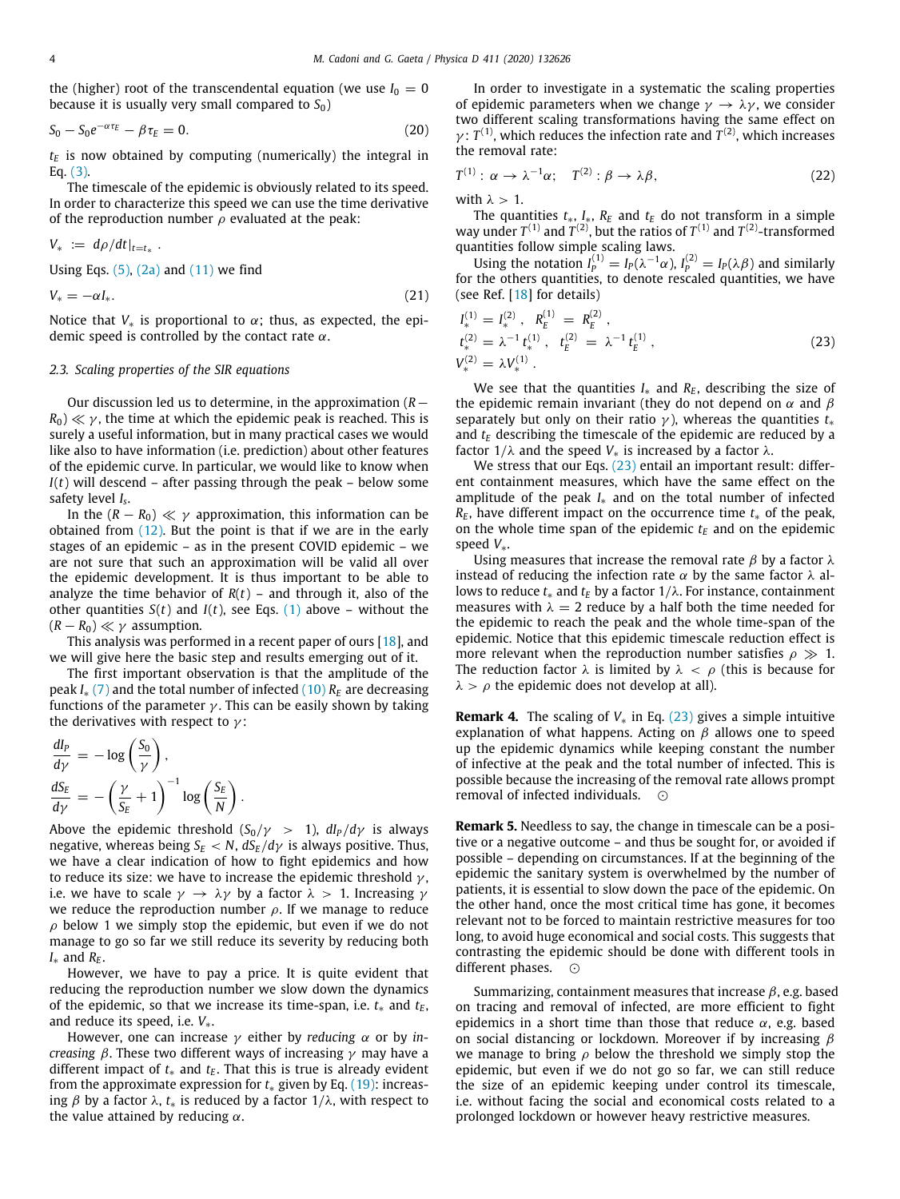the (higher) root of the transcendental equation (we use $I_0 = 0$ because it is usually very small compared to $S_0$)

$$S_0 - S_0 e^{-\alpha \tau_E} - \beta \tau_E = 0. \tag{20}$$

$t_E$ is now obtained by computing (numerically) the integral in Eq. (3).

The timescale of the epidemic is obviously related to its speed. In order to characterize this speed we can use the time derivative of the reproduction number $\rho$ evaluated at the peak:

$$V_* := d\rho/dt|_{t=t_*} .$$

Using Eqs. (5), (2a) and (11) we find

$$V_* = -\alpha I_*. \tag{21}$$

Notice that $V_*$ is proportional to $\alpha$; thus, as expected, the epidemic speed is controlled by the contact rate $\alpha$.

### 2.3. Scaling properties of the SIR equations

Our discussion led us to determine, in the approximation $(R - R_0) \ll \gamma$, the time at which the epidemic peak is reached. This is surely a useful information, but in many practical cases we would like also to have information (i.e. prediction) about other features of the epidemic curve. In particular, we would like to know when $I(t)$ will descend – after passing through the peak – below some safety level $I_s$.

In the $(R - R_0) \ll \gamma$ approximation, this information can be obtained from (12). But the point is that if we are in the early stages of an epidemic – as in the present COVID epidemic – we are not sure that such an approximation will be valid all over the epidemic development. It is thus important to be able to analyze the time behavior of $R(t)$ – and through it, also of the other quantities $S(t)$ and $I(t)$, see Eqs. (1) above – without the $(R - R_0) \ll \gamma$ assumption.

This analysis was performed in a recent paper of ours [18], and we will give here the basic step and results emerging out of it.

The first important observation is that the amplitude of the peak $I_*$ (7) and the total number of infected (10) $R_E$ are decreasing functions of the parameter $\gamma$. This can be easily shown by taking the derivatives with respect to $\gamma$:

$$\frac{dI_P}{d\gamma} = -\log\left(\frac{S_0}{\gamma}\right),$$
$$\frac{dS_E}{d\gamma} = -\left(\frac{\gamma}{S_E} + 1\right)^{-1} \log\left(\frac{S_E}{N}\right).$$

Above the epidemic threshold ($S_0/\gamma > 1$), $dI_P/d\gamma$ is always negative, whereas being $S_E < N$, $dS_E/d\gamma$ is always positive. Thus, we have a clear indication of how to fight epidemics and how to reduce its size: we have to increase the epidemic threshold $\gamma$, i.e. we have to scale $\gamma \to \lambda\gamma$ by a factor $\lambda > 1$. Increasing $\gamma$ we reduce the reproduction number $\rho$. If we manage to reduce $\rho$ below 1 we simply stop the epidemic, but even if we do not manage to go so far we still reduce its severity by reducing both $I_*$ and $R_E$.

However, we have to pay a price. It is quite evident that reducing the reproduction number we slow down the dynamics of the epidemic, so that we increase its time-span, i.e. $t_*$ and $t_E$, and reduce its speed, i.e. $V_*$.

However, one can increase $\gamma$ either by *reducing* $\alpha$ or by *increasing* $\beta$. These two different ways of increasing $\gamma$ may have a different impact of $t_*$ and $t_E$. That this is true is already evident from the approximate expression for $t_*$ given by Eq. (19): increasing $\beta$ by a factor $\lambda$, $t_*$ is reduced by a factor $1/\lambda$, with respect to the value attained by reducing $\alpha$.

In order to investigate in a systematic the scaling properties of epidemic parameters when we change $\gamma \to \lambda\gamma$, we consider two different scaling transformations having the same effect on $\gamma$: $T^{(1)}$, which reduces the infection rate and $T^{(2)}$, which increases the removal rate:

$$T^{(1)} : \alpha \to \lambda^{-1}\alpha; \quad T^{(2)} : \beta \to \lambda\beta, \tag{22}$$

with $\lambda > 1$.

The quantities $t_*$, $I_*$, $R_E$ and $t_E$ do not transform in a simple way under $T^{(1)}$ and $T^{(2)}$, but the ratios of $T^{(1)}$ and $T^{(2)}$-transformed quantities follow simple scaling laws.

Using the notation $I_P^{(1)} = I_P(\lambda^{-1}\alpha)$, $I_P^{(2)} = I_P(\lambda\beta)$ and similarly for the others quantities, to denote rescaled quantities, we have (see Ref. [18] for details)

$$\begin{aligned} I_*^{(1)} &= I_*^{(2)}, \quad R_E^{(1)} = R_E^{(2)}, \\ t_*^{(2)} &= \lambda^{-1} t_*^{(1)}, \quad t_E^{(2)} = \lambda^{-1} t_E^{(1)}, \\ V_*^{(2)} &= \lambda V_*^{(1)}. \end{aligned} \tag{23}$$

We see that the quantities $I_*$ and $R_E$, describing the size of the epidemic remain invariant (they do not depend on $\alpha$ and $\beta$ separately but only on their ratio $\gamma$), whereas the quantities $t_*$ and $t_E$ describing the timescale of the epidemic are reduced by a factor $1/\lambda$ and the speed $V_*$ is increased by a factor $\lambda$.

We stress that our Eqs. (23) entail an important result: different containment measures, which have the same effect on the amplitude of the peak $I_*$ and on the total number of infected $R_E$, have different impact on the occurrence time $t_*$ of the peak, on the whole time span of the epidemic $t_E$ and on the epidemic speed $V_*$.

Using measures that increase the removal rate $\beta$ by a factor $\lambda$ instead of reducing the infection rate $\alpha$ by the same factor $\lambda$ allows to reduce $t_*$ and $t_E$ by a factor $1/\lambda$. For instance, containment measures with $\lambda = 2$ reduce by a half both the time needed for the epidemic to reach the peak and the whole time-span of the epidemic. Notice that this epidemic timescale reduction effect is more relevant when the reproduction number satisfies $\rho \gg 1$. The reduction factor $\lambda$ is limited by $\lambda < \rho$ (this is because for $\lambda > \rho$ the epidemic does not develop at all).

**Remark 4.** The scaling of $V_*$ in Eq. (23) gives a simple intuitive explanation of what happens. Acting on $\beta$ allows one to speed up the epidemic dynamics while keeping constant the number of infective at the peak and the total number of infected. This is possible because the increasing of the removal rate allows prompt removal of infected individuals. ⊙

**Remark 5.** Needless to say, the change in timescale can be a positive or a negative outcome – and thus be sought for, or avoided if possible – depending on circumstances. If at the beginning of the epidemic the sanitary system is overwhelmed by the number of patients, it is essential to slow down the pace of the epidemic. On the other hand, once the most critical time has gone, it becomes relevant not to be forced to maintain restrictive measures for too long, to avoid huge economical and social costs. This suggests that contrasting the epidemic should be done with different tools in different phases. ⊙

Summarizing, containment measures that increase $\beta$, e.g. based on tracing and removal of infected, are more efficient to fight epidemics in a short time than those that reduce $\alpha$, e.g. based on social distancing or lockdown. Moreover if by increasing $\beta$ we manage to bring $\rho$ below the threshold we simply stop the epidemic, but even if we do not go so far, we can still reduce the size of an epidemic keeping under control its timescale, i.e. without facing the social and economical costs related to a prolonged lockdown or however heavy restrictive measures.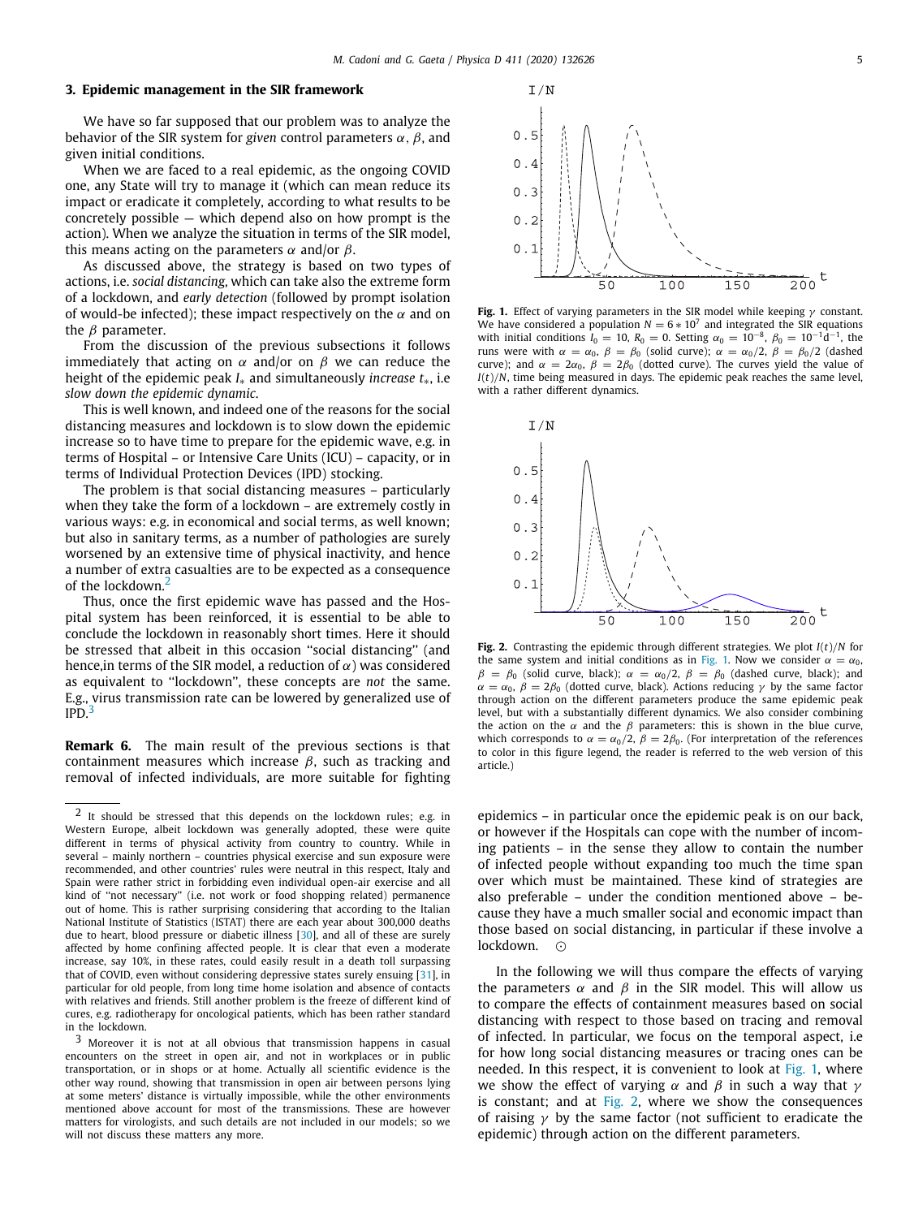## 3. Epidemic management in the SIR framework

We have so far supposed that our problem was to analyze the behavior of the SIR system for *given* control parameters $\alpha$, $\beta$, and given initial conditions.

When we are faced to a real epidemic, as the ongoing COVID one, any State will try to manage it (which can mean reduce its impact or eradicate it completely, according to what results to be concretely possible — which depend also on how prompt is the action). When we analyze the situation in terms of the SIR model, this means acting on the parameters $\alpha$ and/or $\beta$.

As discussed above, the strategy is based on two types of actions, i.e. *social distancing*, which can take also the extreme form of a lockdown, and *early detection* (followed by prompt isolation of would-be infected); these impact respectively on the $\alpha$ and on the $\beta$ parameter.

From the discussion of the previous subsections it follows immediately that acting on $\alpha$ and/or on $\beta$ we can reduce the height of the epidemic peak $I_*$ and simultaneously *increase* $t_*$, i.e *slow down the epidemic dynamic*.

This is well known, and indeed one of the reasons for the social distancing measures and lockdown is to slow down the epidemic increase so to have time to prepare for the epidemic wave, e.g. in terms of Hospital – or Intensive Care Units (ICU) – capacity, or in terms of Individual Protection Devices (IPD) stocking.

The problem is that social distancing measures – particularly when they take the form of a lockdown – are extremely costly in various ways: e.g. in economical and social terms, as well known; but also in sanitary terms, as a number of pathologies are surely worsened by an extensive time of physical inactivity, and hence a number of extra casualties are to be expected as a consequence of the lockdown.[2]

Thus, once the first epidemic wave has passed and the Hospital system has been reinforced, it is essential to be able to conclude the lockdown in reasonably short times. Here it should be stressed that albeit in this occasion "social distancing" (and hence,in terms of the SIR model, a reduction of $\alpha$) was considered as equivalent to "lockdown", these concepts are *not* the same. E.g., virus transmission rate can be lowered by generalized use of IPD.[3]

**Remark 6.** The main result of the previous sections is that containment measures which increase $\beta$, such as tracking and removal of infected individuals, are more suitable for fighting epidemics – in particular once the epidemic peak is on our back, or however if the Hospitals can cope with the number of incoming patients – in the sense they allow to contain the number of infected people without expanding too much the time span over which must be maintained. These kind of strategies are also preferable – under the condition mentioned above – because they have a much smaller social and economic impact than those based on social distancing, in particular if these involve a lockdown. ⊙

In the following we will thus compare the effects of varying the parameters $\alpha$ and $\beta$ in the SIR model. This will allow us to compare the effects of containment measures based on social distancing with respect to those based on tracing and removal of infected. In particular, we focus on the temporal aspect, i.e for how long social distancing measures or tracing ones can be needed. In this respect, it is convenient to look at Fig. 1, where we show the effect of varying $\alpha$ and $\beta$ in such a way that $\gamma$ is constant; and at Fig. 2, where we show the consequences of raising $\gamma$ by the same factor (not sufficient to eradicate the epidemic) through action on the different parameters.

**Fig. 1.** Effect of varying parameters in the SIR model while keeping $\gamma$ constant. We have considered a population $N = 6 * 10^7$ and integrated the SIR equations with initial conditions $I_0 = 10$, $R_0 = 0$. Setting $\alpha_0 = 10^{-8}$, $\beta_0 = 10^{-1}\text{d}^{-1}$, the runs were with $\alpha = \alpha_0$, $\beta = \beta_0$ (solid curve); $\alpha = \alpha_0/2$, $\beta = \beta_0/2$ (dashed curve); and $\alpha = 2\alpha_0$, $\beta = 2\beta_0$ (dotted curve). The curves yield the value of $I(t)/N$, time being measured in days. The epidemic peak reaches the same level, with a rather different dynamics.

**Fig. 2.** Contrasting the epidemic through different strategies. We plot $I(t)/N$ for the same system and initial conditions as in Fig. 1. Now we consider $\alpha = \alpha_0$, $\beta = \beta_0$ (solid curve, black); $\alpha = \alpha_0/2$, $\beta = \beta_0$ (dashed curve, black); and $\alpha = \alpha_0$, $\beta = 2\beta_0$ (dotted curve, black). Actions reducing $\gamma$ by the same factor through action on the different parameters produce the same epidemic peak level, but with a substantially different dynamics. We also consider combining the action on the $\alpha$ and the $\beta$ parameters: this is shown in the blue curve, which corresponds to $\alpha = \alpha_0/2$, $\beta = 2\beta_0$. (For interpretation of the references to color in this figure legend, the reader is referred to the web version of this article.)

---

[2] It should be stressed that this depends on the lockdown rules; e.g. in Western Europe, albeit lockdown was generally adopted, these were quite different in terms of physical activity from country to country. While in several – mainly northern – countries physical exercise and sun exposure were recommended, and other countries' rules were neutral in this respect, Italy and Spain were rather strict in forbidding even individual open-air exercise and all kind of "not necessary" (i.e. not work or food shopping related) permanence out of home. This is rather surprising considering that according to the Italian National Institute of Statistics (ISTAT) there are each year about 300,000 deaths due to heart, blood pressure or diabetic illness [30], and all of these are surely affected by home confining affected people. It is clear that even a moderate increase, say 10%, in these rates, could easily result in a death toll surpassing that of COVID, even without considering depressive states surely ensuing [31], in particular for old people, from long time home isolation and absence of contacts with relatives and friends. Still another problem is the freeze of different kind of cures, e.g. radiotherapy for oncological patients, which has been rather standard in the lockdown.

[3] Moreover it is not at all obvious that transmission happens in casual encounters on the street in open air, and not in workplaces or in public transportation, or in shops or at home. Actually all scientific evidence is the other way round, showing that transmission in open air between persons lying at some meters' distance is virtually impossible, while the other environments mentioned above account for most of the transmissions. These are however matters for virologists, and such details are not included in our models; so we will not discuss these matters any more.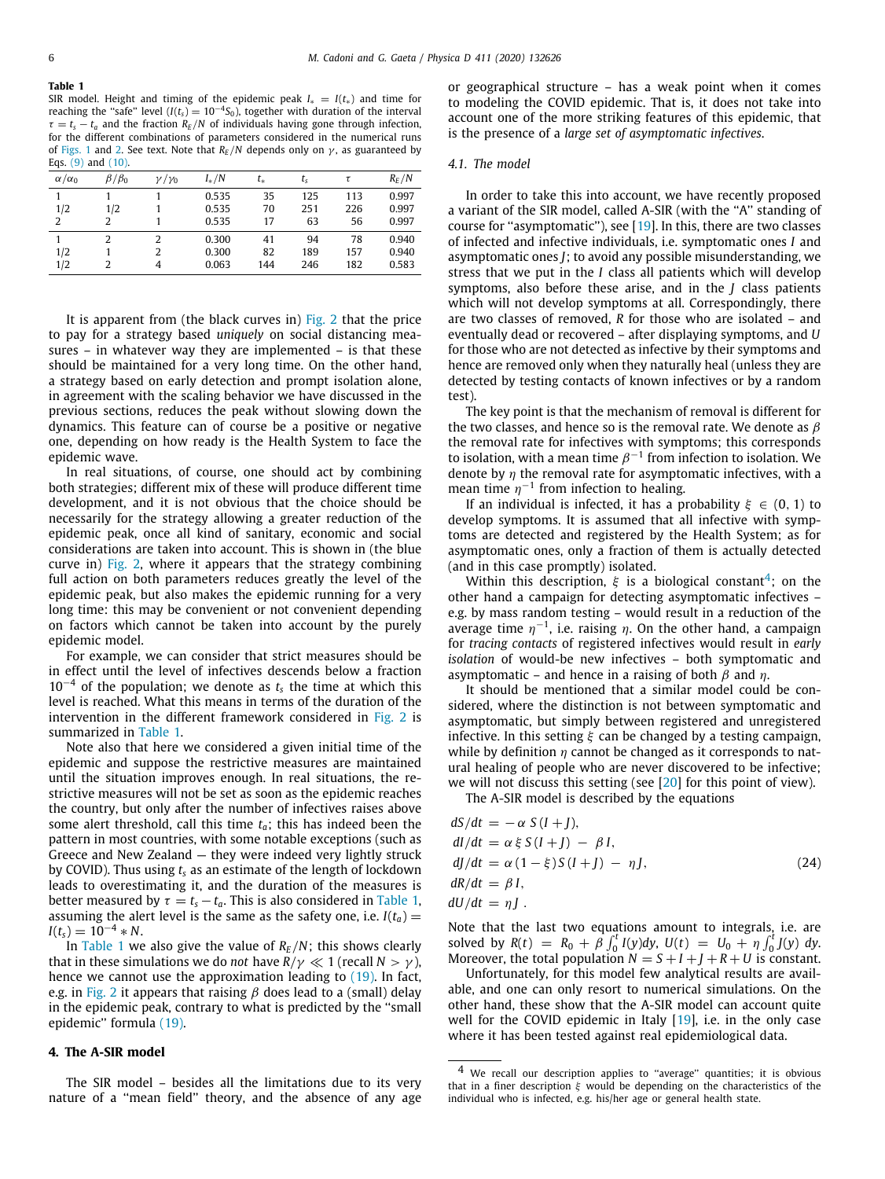**Table 1**
SIR model. Height and timing of the epidemic peak $I_* = I(t_*)$ and time for reaching the "safe" level ($I(t_s) = 10^{-4} S_0$), together with duration of the interval $\tau = t_s - t_a$ and the fraction $R_E/N$ of individuals having gone through infection, for the different combinations of parameters considered in the numerical runs of Figs. 1 and 2. See text. Note that $R_E/N$ depends only on $\gamma$, as guaranteed by Eqs. (9) and (10).

| $\alpha/\alpha_0$ | $\beta/\beta_0$ | $\gamma/\gamma_0$ | $I_*/N$ | $t_*$ | $t_s$ | $\tau$ | $R_E/N$ |
|---|---|---|---|---|---|---|---|
| 1 | 1 | 1 | 0.535 | 35 | 125 | 113 | 0.997 |
| 1/2 | 1/2 | 1 | 0.535 | 70 | 251 | 226 | 0.997 |
| 2 | 2 | 1 | 0.535 | 17 | 63 | 56 | 0.997 |
| 1 | 2 | 2 | 0.300 | 41 | 94 | 78 | 0.940 |
| 1/2 | 1 | 2 | 0.300 | 82 | 189 | 157 | 0.940 |
| 1/2 | 2 | 4 | 0.063 | 144 | 246 | 182 | 0.583 |

It is apparent from (the black curves in) Fig. 2 that the price to pay for a strategy based *uniquely* on social distancing measures – in whatever way they are implemented – is that these should be maintained for a very long time. On the other hand, a strategy based on early detection and prompt isolation alone, in agreement with the scaling behavior we have discussed in the previous sections, reduces the peak without slowing down the dynamics. This feature can of course be a positive or negative one, depending on how ready is the Health System to face the epidemic wave.

In real situations, of course, one should act by combining both strategies; different mix of these will produce different time development, and it is not obvious that the choice should be necessarily for the strategy allowing a greater reduction of the epidemic peak, once all kind of sanitary, economic and social considerations are taken into account. This is shown in (the blue curve in) Fig. 2, where it appears that the strategy combining full action on both parameters reduces greatly the level of the epidemic peak, but also makes the epidemic running for a very long time: this may be convenient or not convenient depending on factors which cannot be taken into account by the purely epidemic model.

For example, we can consider that strict measures should be in effect until the level of infectives descends below a fraction $10^{-4}$ of the population; we denote as $t_s$ the time at which this level is reached. What this means in terms of the duration of the intervention in the different framework considered in Fig. 2 is summarized in Table 1.

Note also that here we considered a given initial time of the epidemic and suppose the restrictive measures are maintained until the situation improves enough. In real situations, the restrictive measures will not be set as soon as the epidemic reaches the country, but only after the number of infectives raises above some alert threshold, call this time $t_a$; this has indeed been the pattern in most countries, with some notable exceptions (such as Greece and New Zealand — they were indeed very lightly struck by COVID). Thus using $t_s$ as an estimate of the length of lockdown leads to overestimating it, and the duration of the measures is better measured by $\tau = t_s - t_a$. This is also considered in Table 1, assuming the alert level is the same as the safety one, i.e. $I(t_a) = I(t_s) = 10^{-4} * N$.

In Table 1 we also give the value of $R_E/N$; this shows clearly that in these simulations we do *not* have $R/\gamma \ll 1$ (recall $N > \gamma$), hence we cannot use the approximation leading to (19). In fact, e.g. in Fig. 2 it appears that raising $\beta$ does lead to a (small) delay in the epidemic peak, contrary to what is predicted by the "small epidemic" formula (19).

## 4. The A-SIR model

The SIR model – besides all the limitations due to its very nature of a "mean field" theory, and the absence of any age or geographical structure – has a weak point when it comes to modeling the COVID epidemic. That is, it does not take into account one of the more striking features of this epidemic, that is the presence of a *large set of asymptomatic infectives*.

### 4.1. The model

In order to take this into account, we have recently proposed a variant of the SIR model, called A-SIR (with the "A" standing of course for "asymptomatic"), see [19]. In this, there are two classes of infected and infective individuals, i.e. symptomatic ones $I$ and asymptomatic ones $J$; to avoid any possible misunderstanding, we stress that we put in the $I$ class all patients which will develop symptoms, also before these arise, and in the $J$ class patients which will not develop symptoms at all. Correspondingly, there are two classes of removed, $R$ for those who are isolated – and eventually dead or recovered – after displaying symptoms, and $U$ for those who are not detected as infective by their symptoms and hence are removed only when they naturally heal (unless they are detected by testing contacts of known infectives or by a random test).

The key point is that the mechanism of removal is different for the two classes, and hence so is the removal rate. We denote as $\beta$ the removal rate for infectives with symptoms; this corresponds to isolation, with a mean time $\beta^{-1}$ from infection to isolation. We denote by $\eta$ the removal rate for asymptomatic infectives, with a mean time $\eta^{-1}$ from infection to healing.

If an individual is infected, it has a probability $\xi \in (0, 1)$ to develop symptoms. It is assumed that all infective with symptoms are detected and registered by the Health System; as for asymptomatic ones, only a fraction of them is actually detected (and in this case promptly) isolated.

Within this description, $\xi$ is a biological constant[4]; on the other hand a campaign for detecting asymptomatic infectives – e.g. by mass random testing – would result in a reduction of the average time $\eta^{-1}$, i.e. raising $\eta$. On the other hand, a campaign for *tracing contacts* of registered infectives would result in *early isolation* of would-be new infectives – both symptomatic and asymptomatic – and hence in a raising of both $\beta$ and $\eta$.

It should be mentioned that a similar model could be considered, where the distinction is not between symptomatic and asymptomatic, but simply between registered and unregistered infective. In this setting $\xi$ can be changed by a testing campaign, while by definition $\eta$ cannot be changed as it corresponds to natural healing of people who are never discovered to be infective; we will not discuss this setting (see [20] for this point of view).

The A-SIR model is described by the equations

$$
\begin{aligned}
dS/dt &= -\alpha\, S\,(I+J), \\
dI/dt &= \alpha\, \xi\, S\,(I+J) \;-\; \beta\, I, \\
dJ/dt &= \alpha\,(1-\xi)\,S\,(I+J) \;-\; \eta\, J, \\
dR/dt &= \beta\, I, \\
dU/dt &= \eta\, J\,.
\end{aligned}
\tag{24}
$$

Note that the last two equations amount to integrals, i.e. are solved by $R(t) = R_0 + \beta \int_0^t I(y)dy$, $U(t) = U_0 + \eta \int_0^t J(y)\, dy$. Moreover, the total population $N = S + I + J + R + U$ is constant.

Unfortunately, for this model few analytical results are available, and one can only resort to numerical simulations. On the other hand, these show that the A-SIR model can account quite well for the COVID epidemic in Italy [19], i.e. in the only case where it has been tested against real epidemiological data.

[4] We recall our description applies to "average" quantities; it is obvious that in a finer description $\xi$ would be depending on the characteristics of the individual who is infected, e.g. his/her age or general health state.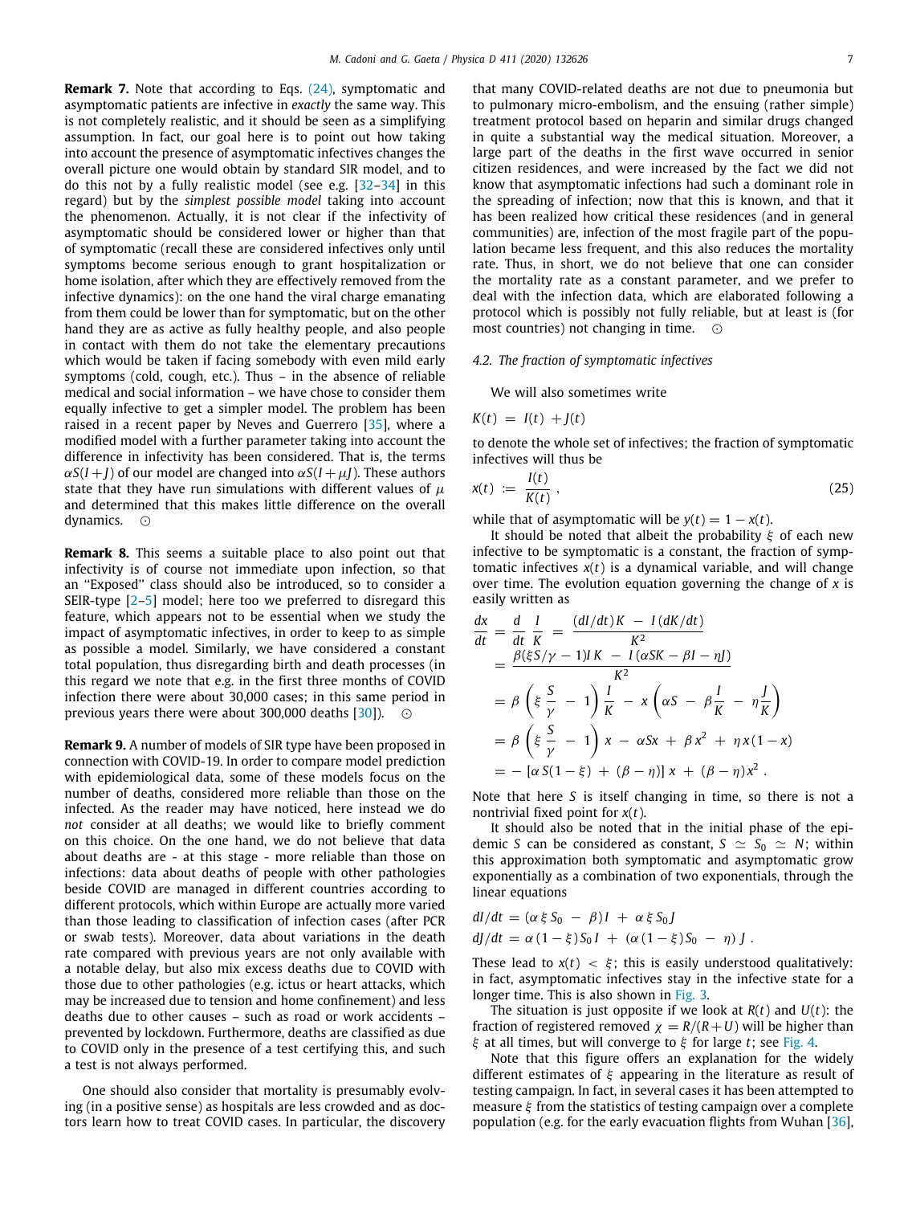**Remark 7.** Note that according to Eqs. (24), symptomatic and asymptomatic patients are infective in *exactly* the same way. This is not completely realistic, and it should be seen as a simplifying assumption. In fact, our goal here is to point out how taking into account the presence of asymptomatic infectives changes the overall picture one would obtain by standard SIR model, and to do this not by a fully realistic model (see e.g. [32–34] in this regard) but by the *simplest possible model* taking into account the phenomenon. Actually, it is not clear if the infectivity of asymptomatic should be considered lower or higher than that of symptomatic (recall these are considered infectives only until symptoms become serious enough to grant hospitalization or home isolation, after which they are effectively removed from the infective dynamics): on the one hand the viral charge emanating from them could be lower than for symptomatic, but on the other hand they are as active as fully healthy people, and also people in contact with them do not take the elementary precautions which would be taken if facing somebody with even mild early symptoms (cold, cough, etc.). Thus – in the absence of reliable medical and social information – we have chose to consider them equally infective to get a simpler model. The problem has been raised in a recent paper by Neves and Guerrero [35], where a modified model with a further parameter taking into account the difference in infectivity has been considered. That is, the terms $\alpha S(I+J)$ of our model are changed into $\alpha S(I+\mu J)$. These authors state that they have run simulations with different values of $\mu$ and determined that this makes little difference on the overall dynamics. ⊙

**Remark 8.** This seems a suitable place to also point out that infectivity is of course not immediate upon infection, so that an ''Exposed'' class should also be introduced, so to consider a SEIR-type [2–5] model; here too we preferred to disregard this feature, which appears not to be essential when we study the impact of asymptomatic infectives, in order to keep to as simple as possible a model. Similarly, we have considered a constant total population, thus disregarding birth and death processes (in this regard we note that e.g. in the first three months of COVID infection there were about 30,000 cases; in this same period in previous years there were about 300,000 deaths [30]). ⊙

**Remark 9.** A number of models of SIR type have been proposed in connection with COVID-19. In order to compare model prediction with epidemiological data, some of these models focus on the number of deaths, considered more reliable than those on the infected. As the reader may have noticed, here instead we do *not* consider at all deaths; we would like to briefly comment on this choice. On the one hand, we do not believe that data about deaths are - at this stage - more reliable than those on infections: data about deaths of people with other pathologies beside COVID are managed in different countries according to different protocols, which within Europe are actually more varied than those leading to classification of infection cases (after PCR or swab tests). Moreover, data about variations in the death rate compared with previous years are not only available with a notable delay, but also mix excess deaths due to COVID with those due to other pathologies (e.g. ictus or heart attacks, which may be increased due to tension and home confinement) and less deaths due to other causes – such as road or work accidents – prevented by lockdown. Furthermore, deaths are classified as due to COVID only in the presence of a test certifying this, and such a test is not always performed.

One should also consider that mortality is presumably evolving (in a positive sense) as hospitals are less crowded and as doctors learn how to treat COVID cases. In particular, the discovery that many COVID-related deaths are not due to pneumonia but to pulmonary micro-embolism, and the ensuing (rather simple) treatment protocol based on heparin and similar drugs changed in quite a substantial way the medical situation. Moreover, a large part of the deaths in the first wave occurred in senior citizen residences, and were increased by the fact we did not know that asymptomatic infections had such a dominant role in the spreading of infection; now that this is known, and that it has been realized how critical these residences (and in general communities) are, infection of the most fragile part of the population became less frequent, and this also reduces the mortality rate. Thus, in short, we do not believe that one can consider the mortality rate as a constant parameter, and we prefer to deal with the infection data, which are elaborated following a protocol which is possibly not fully reliable, but at least is (for most countries) not changing in time. ⊙

### 4.2. The fraction of symptomatic infectives

We will also sometimes write

$$K(t) \;=\; I(t) \;+ J(t)$$

to denote the whole set of infectives; the fraction of symptomatic infectives will thus be

$$x(t) \;:=\; \frac{I(t)}{K(t)}\,, \tag{25}$$

while that of asymptomatic will be $y(t) = 1 - x(t)$.

It should be noted that albeit the probability $\xi$ of each new infective to be symptomatic is a constant, the fraction of symptomatic infectives $x(t)$ is a dynamical variable, and will change over time. The evolution equation governing the change of $x$ is easily written as

$$\begin{aligned}
\frac{dx}{dt} &= \frac{d}{dt}\,\frac{I}{K} \;=\; \frac{(dI/dt)K \;-\; I\,(dK/dt)}{K^2} \\
&= \frac{\beta(\xi S/\gamma - 1)I\,K \;-\; I\,(\alpha SK - \beta I - \eta J)}{K^2} \\
&= \beta\,\left(\xi\,\frac{S}{\gamma}\;-\;1\right)\frac{I}{K}\;-\;x\left(\alpha S\;-\;\beta\frac{I}{K}\;-\;\eta\frac{J}{K}\right) \\
&= \beta\,\left(\xi\,\frac{S}{\gamma}\;-\;1\right)x\;-\;\alpha S x\;+\;\beta x^2\;+\;\eta\,x\,(1-x) \\
&= -\,[\alpha\,S(1-\xi)\;+\;(\beta-\eta)]\;x\;+\;(\beta-\eta)x^2\,.
\end{aligned}$$

Note that here $S$ is itself changing in time, so there is not a nontrivial fixed point for $x(t)$.

It should also be noted that in the initial phase of the epidemic $S$ can be considered as constant, $S\;\simeq\;S_0\;\simeq\;N$; within this approximation both symptomatic and asymptomatic grow exponentially as a combination of two exponentials, through the linear equations

$$\begin{aligned}
dI/dt &= (\alpha\,\xi\,S_0\;-\;\beta)\,I\;+\;\alpha\,\xi\,S_0\,J \\
dJ/dt &= \alpha\,(1-\xi)\,S_0\,I\;+\;(\alpha\,(1-\xi)\,S_0\;-\;\eta)\;J\,.
\end{aligned}$$

These lead to $x(t)\;<\;\xi$; this is easily understood qualitatively: in fact, asymptomatic infectives stay in the infective state for a longer time. This is also shown in Fig. 3.

The situation is just opposite if we look at $R(t)$ and $U(t)$: the fraction of registered removed $\chi = R/(R+U)$ will be higher than $\xi$ at all times, but will converge to $\xi$ for large $t$; see Fig. 4.

Note that this figure offers an explanation for the widely different estimates of $\xi$ appearing in the literature as result of testing campaign. In fact, in several cases it has been attempted to measure $\xi$ from the statistics of testing campaign over a complete population (e.g. for the early evacuation flights from Wuhan [36],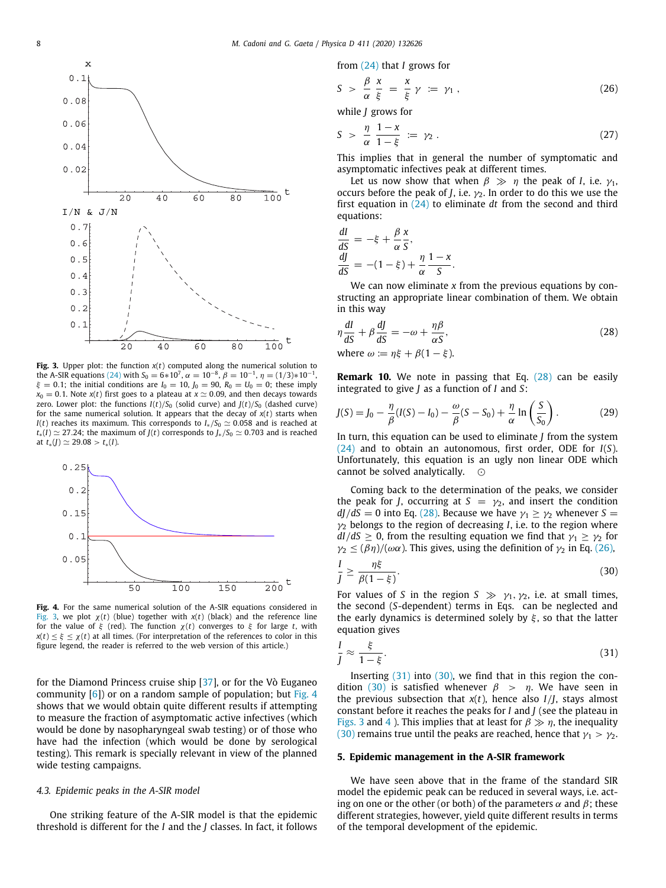**Fig. 3.** Upper plot: the function $x(t)$ computed along the numerical solution to the A-SIR equations (24) with $S_0 = 6*10^7$, $\alpha = 10^{-8}$, $\beta = 10^{-1}$, $\eta = (1/3)*10^{-1}$, $\xi = 0.1$; the initial conditions are $I_0 = 10$, $J_0 = 90$, $R_0 = U_0 = 0$; these imply $x_0 = 0.1$. Note $x(t)$ first goes to a plateau at $x \simeq 0.09$, and then decays towards zero. Lower plot: the functions $I(t)/S_0$ (solid curve) and $J(t)/S_0$ (dashed curve) for the same numerical solution. It appears that the decay of $x(t)$ starts when $I(t)$ reaches its maximum. This corresponds to $I_*/S_0 \simeq 0.058$ and is reached at $t_*(I) \simeq 27.24$; the maximum of $J(t)$ corresponds to $J_*/S_0 \simeq 0.703$ and is reached at $t_*(J) \simeq 29.08 > t_*(I)$.

**Fig. 4.** For the same numerical solution of the A-SIR equations considered in Fig. 3, we plot $\chi(t)$ (blue) together with $x(t)$ (black) and the reference line for the value of $\xi$ (red). The function $\chi(t)$ converges to $\xi$ for large $t$, with $x(t) \leq \xi \leq \chi(t)$ at all times. (For interpretation of the references to color in this figure legend, the reader is referred to the web version of this article.)

for the Diamond Princess cruise ship [37], or for the Vò Euganeo community [6]) or on a random sample of population; but Fig. 4 shows that we would obtain quite different results if attempting to measure the fraction of asymptomatic active infectives (which would be done by nasopharyngeal swab testing) or of those who have had the infection (which would be done by serological testing). This remark is specially relevant in view of the planned wide testing campaigns.

### 4.3. Epidemic peaks in the A-SIR model

One striking feature of the A-SIR model is that the epidemic threshold is different for the $I$ and the $J$ classes. In fact, it follows from (24) that $I$ grows for

$$S \ > \ \frac{\beta}{\alpha} \, \frac{x}{\xi} \ = \ \frac{x}{\xi} \, \gamma \ := \ \gamma_1 \, , \tag{26}$$

while $J$ grows for

$$S \ > \ \frac{\eta}{\alpha} \, \frac{1-x}{1-\xi} \ := \ \gamma_2 \, . \tag{27}$$

This implies that in general the number of symptomatic and asymptomatic infectives peak at different times.

Let us now show that when $\beta \gg \eta$ the peak of $I$, i.e. $\gamma_1$, occurs before the peak of $J$, i.e. $\gamma_2$. In order to do this we use the first equation in (24) to eliminate $dt$ from the second and third equations:

$$\frac{dI}{dS} = -\xi + \frac{\beta}{\alpha}\frac{x}{S},$$
$$\frac{dJ}{dS} = -(1-\xi) + \frac{\eta}{\alpha}\frac{1-x}{S}.$$

We can now eliminate $x$ from the previous equations by constructing an appropriate linear combination of them. We obtain in this way

$$\eta \frac{dI}{dS} + \beta \frac{dJ}{dS} = -\omega + \frac{\eta\beta}{\alpha S}, \tag{28}$$

where $\omega := \eta\xi + \beta(1-\xi)$.

**Remark 10.** We note in passing that Eq. (28) can be easily integrated to give $J$ as a function of $I$ and $S$:

$$J(S) = J_0 - \frac{\eta}{\beta}(I(S) - I_0) - \frac{\omega}{\beta}(S - S_0) + \frac{\eta}{\alpha} \ln\left(\frac{S}{S_0}\right). \tag{29}$$

In turn, this equation can be used to eliminate $J$ from the system (24) and to obtain an autonomous, first order, ODE for $I(S)$. Unfortunately, this equation is an ugly non linear ODE which cannot be solved analytically. ⊙

Coming back to the determination of the peaks, we consider the peak for $J$, occurring at $S = \gamma_2$, and insert the condition $dJ/dS = 0$ into Eq. (28). Because we have $\gamma_1 \geq \gamma_2$ whenever $S = \gamma_2$ belongs to the region of decreasing $I$, i.e. to the region where $dI/dS \geq 0$, from the resulting equation we find that $\gamma_1 \geq \gamma_2$ for $\gamma_2 \leq (\beta\eta)/(\omega\alpha)$. This gives, using the definition of $\gamma_2$ in Eq. (26),

$$\frac{I}{J} \geq \frac{\eta\xi}{\beta(1-\xi)}. \tag{30}$$

For values of $S$ in the region $S \gg \gamma_1, \gamma_2$, i.e. at small times, the second ($S$-dependent) terms in Eqs. can be neglected and the early dynamics is determined solely by $\xi$, so that the latter equation gives

$$\frac{I}{J} \approx \frac{\xi}{1-\xi}. \tag{31}$$

Inserting (31) into (30), we find that in this region the condition (30) is satisfied whenever $\beta > \eta$. We have seen in the previous subsection that $x(t)$, hence also $I/J$, stays almost constant before it reaches the peaks for $I$ and $J$ (see the plateau in Figs. 3 and 4 ). This implies that at least for $\beta \gg \eta$, the inequality (30) remains true until the peaks are reached, hence that $\gamma_1 > \gamma_2$.

## 5. Epidemic management in the A-SIR framework

We have seen above that in the frame of the standard SIR model the epidemic peak can be reduced in several ways, i.e. acting on one or the other (or both) of the parameters $\alpha$ and $\beta$; these different strategies, however, yield quite different results in terms of the temporal development of the epidemic.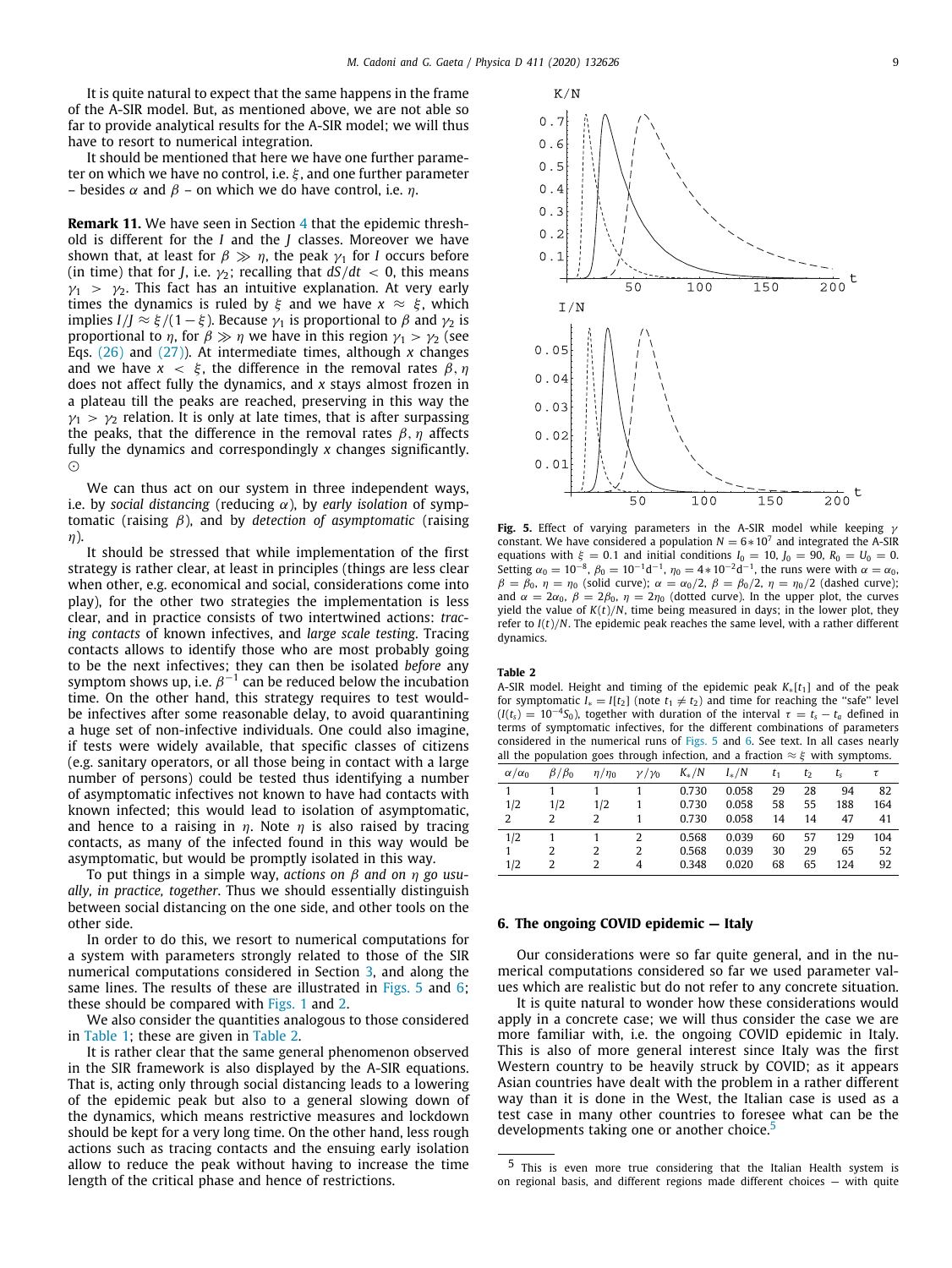It is quite natural to expect that the same happens in the frame of the A-SIR model. But, as mentioned above, we are not able so far to provide analytical results for the A-SIR model; we will thus have to resort to numerical integration.

It should be mentioned that here we have one further parameter on which we have no control, i.e. $\xi$, and one further parameter – besides $\alpha$ and $\beta$ – on which we do have control, i.e. $\eta$.

**Remark 11.** We have seen in Section 4 that the epidemic threshold is different for the $I$ and the $J$ classes. Moreover we have shown that, at least for $\beta \gg \eta$, the peak $\gamma_1$ for $I$ occurs before (in time) that for $J$, i.e. $\gamma_2$; recalling that $dS/dt < 0$, this means $\gamma_1 > \gamma_2$. This fact has an intuitive explanation. At very early times the dynamics is ruled by $\xi$ and we have $x \approx \xi$, which implies $I/J \approx \xi/(1-\xi)$. Because $\gamma_1$ is proportional to $\beta$ and $\gamma_2$ is proportional to $\eta$, for $\beta \gg \eta$ we have in this region $\gamma_1 > \gamma_2$ (see Eqs. (26) and (27)). At intermediate times, although $x$ changes and we have $x < \xi$, the difference in the removal rates $\beta, \eta$ does not affect fully the dynamics, and $x$ stays almost frozen in a plateau till the peaks are reached, preserving in this way the $\gamma_1 > \gamma_2$ relation. It is only at late times, that is after surpassing the peaks, that the difference in the removal rates $\beta, \eta$ affects fully the dynamics and correspondingly $x$ changes significantly. ⊙

We can thus act on our system in three independent ways, i.e. by *social distancing* (reducing $\alpha$), by *early isolation* of symptomatic (raising $\beta$), and by *detection of asymptomatic* (raising $\eta$).

It should be stressed that while implementation of the first strategy is rather clear, at least in principles (things are less clear when other, e.g. economical and social, considerations come into play), for the other two strategies the implementation is less clear, and in practice consists of two intertwined actions: *tracing contacts* of known infectives, and *large scale testing*. Tracing contacts allows to identify those who are most probably going to be the next infectives; they can then be isolated *before* any symptom shows up, i.e. $\beta^{-1}$ can be reduced below the incubation time. On the other hand, this strategy requires to test would-be infectives after some reasonable delay, to avoid quarantining a huge set of non-infective individuals. One could also imagine, if tests were widely available, that specific classes of citizens (e.g. sanitary operators, or all those being in contact with a large number of persons) could be tested thus identifying a number of asymptomatic infectives not known to have had contacts with known infected; this would lead to isolation of asymptomatic, and hence to a raising in $\eta$. Note $\eta$ is also raised by tracing contacts, as many of the infected found in this way would be asymptomatic, but would be promptly isolated in this way.

To put things in a simple way, *actions on $\beta$ and on $\eta$ go usually, in practice, together*. Thus we should essentially distinguish between social distancing on the one side, and other tools on the other side.

In order to do this, we resort to numerical computations for a system with parameters strongly related to those of the SIR numerical computations considered in Section 3, and along the same lines. The results of these are illustrated in Figs. 5 and 6; these should be compared with Figs. 1 and 2.

We also consider the quantities analogous to those considered in Table 1; these are given in Table 2.

It is rather clear that the same general phenomenon observed in the SIR framework is also displayed by the A-SIR equations. That is, acting only through social distancing leads to a lowering of the epidemic peak but also to a general slowing down of the dynamics, which means restrictive measures and lockdown should be kept for a very long time. On the other hand, less rough actions such as tracing contacts and the ensuing early isolation allow to reduce the peak without having to increase the time length of the critical phase and hence of restrictions.

**Fig. 5.** Effect of varying parameters in the A-SIR model while keeping $\gamma$ constant. We have considered a population $N = 6*10^7$ and integrated the A-SIR equations with $\xi = 0.1$ and initial conditions $I_0 = 10$, $J_0 = 90$, $R_0 = U_0 = 0$. Setting $\alpha_0 = 10^{-8}$, $\beta_0 = 10^{-1}\text{d}^{-1}$, $\eta_0 = 4*10^{-2}\text{d}^{-1}$, the runs were with $\alpha = \alpha_0$, $\beta = \beta_0$, $\eta = \eta_0$ (solid curve); $\alpha = \alpha_0/2$, $\beta = \beta_0/2$, $\eta = \eta_0/2$ (dashed curve); and $\alpha = 2\alpha_0$, $\beta = 2\beta_0$, $\eta = 2\eta_0$ (dotted curve). In the upper plot, the curves yield the value of $K(t)/N$, time being measured in days; in the lower plot, they refer to $I(t)/N$. The epidemic peak reaches the same level, with a rather different dynamics.

**Table 2**
A-SIR model. Height and timing of the epidemic peak $K_*[t_1]$ and of the peak for symptomatic $I_* = I[t_2]$ (note $t_1 \neq t_2$) and time for reaching the "safe" level ($I(t_s) = 10^{-4}S_0$), together with duration of the interval $\tau = t_s - t_a$ defined in terms of symptomatic infectives, for the different combinations of parameters considered in the numerical runs of Figs. 5 and 6. See text. In all cases nearly all the population goes through infection, and a fraction $\approx \xi$ with symptoms.

| $\alpha/\alpha_0$ | $\beta/\beta_0$ | $\eta/\eta_0$ | $\gamma/\gamma_0$ | $K_*/N$ | $I_*/N$ | $t_1$ | $t_2$ | $t_s$ | $\tau$ |
|---|---|---|---|---|---|---|---|---|---|
| 1 | 1 | 1 | 1 | 0.730 | 0.058 | 29 | 28 | 94 | 82 |
| 1/2 | 1/2 | 1/2 | 1 | 0.730 | 0.058 | 58 | 55 | 188 | 164 |
| 2 | 2 | 2 | 1 | 0.730 | 0.058 | 14 | 14 | 47 | 41 |
| 1/2 | 1 | 1 | 2 | 0.568 | 0.039 | 60 | 57 | 129 | 104 |
| 1 | 2 | 2 | 2 | 0.568 | 0.039 | 30 | 29 | 65 | 52 |
| 1/2 | 2 | 2 | 4 | 0.348 | 0.020 | 68 | 65 | 124 | 92 |

## 6. The ongoing COVID epidemic — Italy

Our considerations were so far quite general, and in the numerical computations considered so far we used parameter values which are realistic but do not refer to any concrete situation.

It is quite natural to wonder how these considerations would apply in a concrete case; we will thus consider the case we are more familiar with, i.e. the ongoing COVID epidemic in Italy. This is also of more general interest since Italy was the first Western country to be heavily struck by COVID; as it appears Asian countries have dealt with the problem in a rather different way than it is done in the West, the Italian case is used as a test case in many other countries to foresee what can be the developments taking one or another choice.[5]

[5] This is even more true considering that the Italian Health system is on regional basis, and different regions made different choices — with quite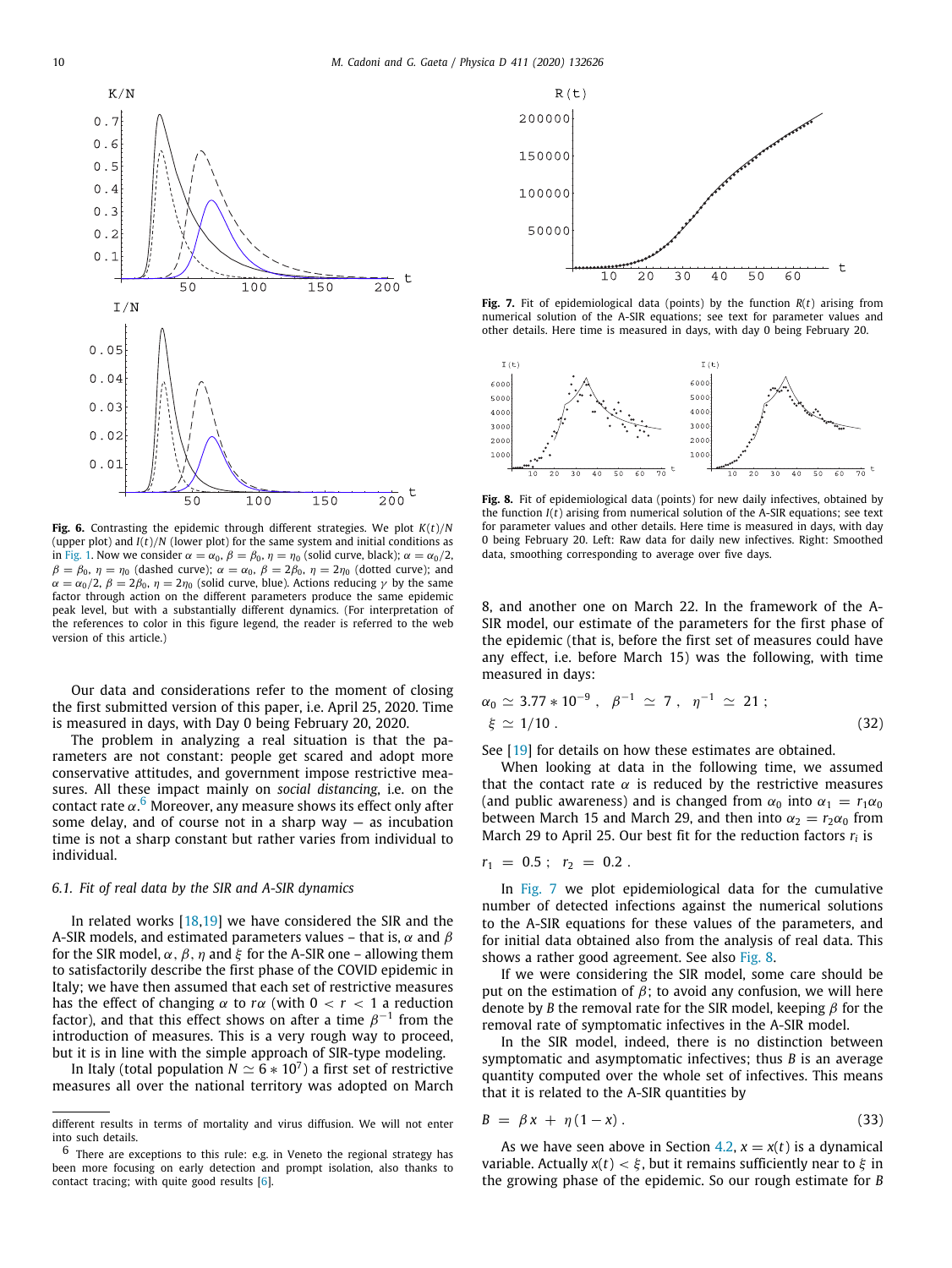**Fig. 6.** Contrasting the epidemic through different strategies. We plot $K(t)/N$ (upper plot) and $I(t)/N$ (lower plot) for the same system and initial conditions as in Fig. 1. Now we consider $\alpha = \alpha_0$, $\beta = \beta_0$, $\eta = \eta_0$ (solid curve, black); $\alpha = \alpha_0/2$, $\beta = \beta_0$, $\eta = \eta_0$ (dashed curve); $\alpha = \alpha_0$, $\beta = 2\beta_0$, $\eta = 2\eta_0$ (dotted curve); and $\alpha = \alpha_0/2$, $\beta = 2\beta_0$, $\eta = 2\eta_0$ (solid curve, blue). Actions reducing $\gamma$ by the same factor through action on the different parameters produce the same epidemic peak level, but with a substantially different dynamics. (For interpretation of the references to color in this figure legend, the reader is referred to the web version of this article.)

Our data and considerations refer to the moment of closing the first submitted version of this paper, i.e. April 25, 2020. Time is measured in days, with Day 0 being February 20, 2020.

The problem in analyzing a real situation is that the parameters are not constant: people get scared and adopt more conservative attitudes, and government impose restrictive measures. All these impact mainly on *social distancing*, i.e. on the contact rate $\alpha$.[6] Moreover, any measure shows its effect only after some delay, and of course not in a sharp way — as incubation time is not a sharp constant but rather varies from individual to individual.

### 6.1. Fit of real data by the SIR and A-SIR dynamics

In related works [18,19] we have considered the SIR and the A-SIR models, and estimated parameters values – that is, $\alpha$ and $\beta$ for the SIR model, $\alpha$, $\beta$, $\eta$ and $\xi$ for the A-SIR one – allowing them to satisfactorily describe the first phase of the COVID epidemic in Italy; we have then assumed that each set of restrictive measures has the effect of changing $\alpha$ to $r\alpha$ (with $0 < r < 1$ a reduction factor), and that this effect shows on after a time $\beta^{-1}$ from the introduction of measures. This is a very rough way to proceed, but it is in line with the simple approach of SIR-type modeling.

In Italy (total population $N \simeq 6 * 10^7$) a first set of restrictive measures all over the national territory was adopted on March 8, and another one on March 22. In the framework of the A-SIR model, our estimate of the parameters for the first phase of the epidemic (that is, before the first set of measures could have any effect, i.e. before March 15) was the following, with time measured in days:

$$\alpha_0 \simeq 3.77 * 10^{-9} \ , \quad \beta^{-1} \simeq 7 \ , \quad \eta^{-1} \simeq 21 \ ; \\ \xi \simeq 1/10 \ . \tag{32}$$

See [19] for details on how these estimates are obtained.

When looking at data in the following time, we assumed that the contact rate $\alpha$ is reduced by the restrictive measures (and public awareness) and is changed from $\alpha_0$ into $\alpha_1 = r_1\alpha_0$ between March 15 and March 29, and then into $\alpha_2 = r_2\alpha_0$ from March 29 to April 25. Our best fit for the reduction factors $r_i$ is

$$r_1 = 0.5 \ ; \quad r_2 = 0.2 \ .$$

In Fig. 7 we plot epidemiological data for the cumulative number of detected infections against the numerical solutions to the A-SIR equations for these values of the parameters, and for initial data obtained also from the analysis of real data. This shows a rather good agreement. See also Fig. 8.

**Fig. 7.** Fit of epidemiological data (points) by the function $R(t)$ arising from numerical solution of the A-SIR equations; see text for parameter values and other details. Here time is measured in days, with day 0 being February 20.

**Fig. 8.** Fit of epidemiological data (points) for new daily infectives, obtained by the function $I(t)$ arising from numerical solution of the A-SIR equations; see text for parameter values and other details. Here time is measured in days, with day 0 being February 20. Left: Raw data for daily new infectives. Right: Smoothed data, smoothing corresponding to average over five days.

If we were considering the SIR model, some care should be put on the estimation of $\beta$; to avoid any confusion, we will here denote by $B$ the removal rate for the SIR model, keeping $\beta$ for the removal rate of symptomatic infectives in the A-SIR model.

In the SIR model, indeed, there is no distinction between symptomatic and asymptomatic infectives; thus $B$ is an average quantity computed over the whole set of infectives. This means that it is related to the A-SIR quantities by

$$B = \beta x + \eta(1-x) \ . \tag{33}$$

As we have seen above in Section 4.2, $x = x(t)$ is a dynamical variable. Actually $x(t) < \xi$, but it remains sufficiently near to $\xi$ in the growing phase of the epidemic. So our rough estimate for $B$

different results in terms of mortality and virus diffusion. We will not enter into such details.

[6] There are exceptions to this rule: e.g. in Veneto the regional strategy has been more focusing on early detection and prompt isolation, also thanks to contact tracing; with quite good results [6].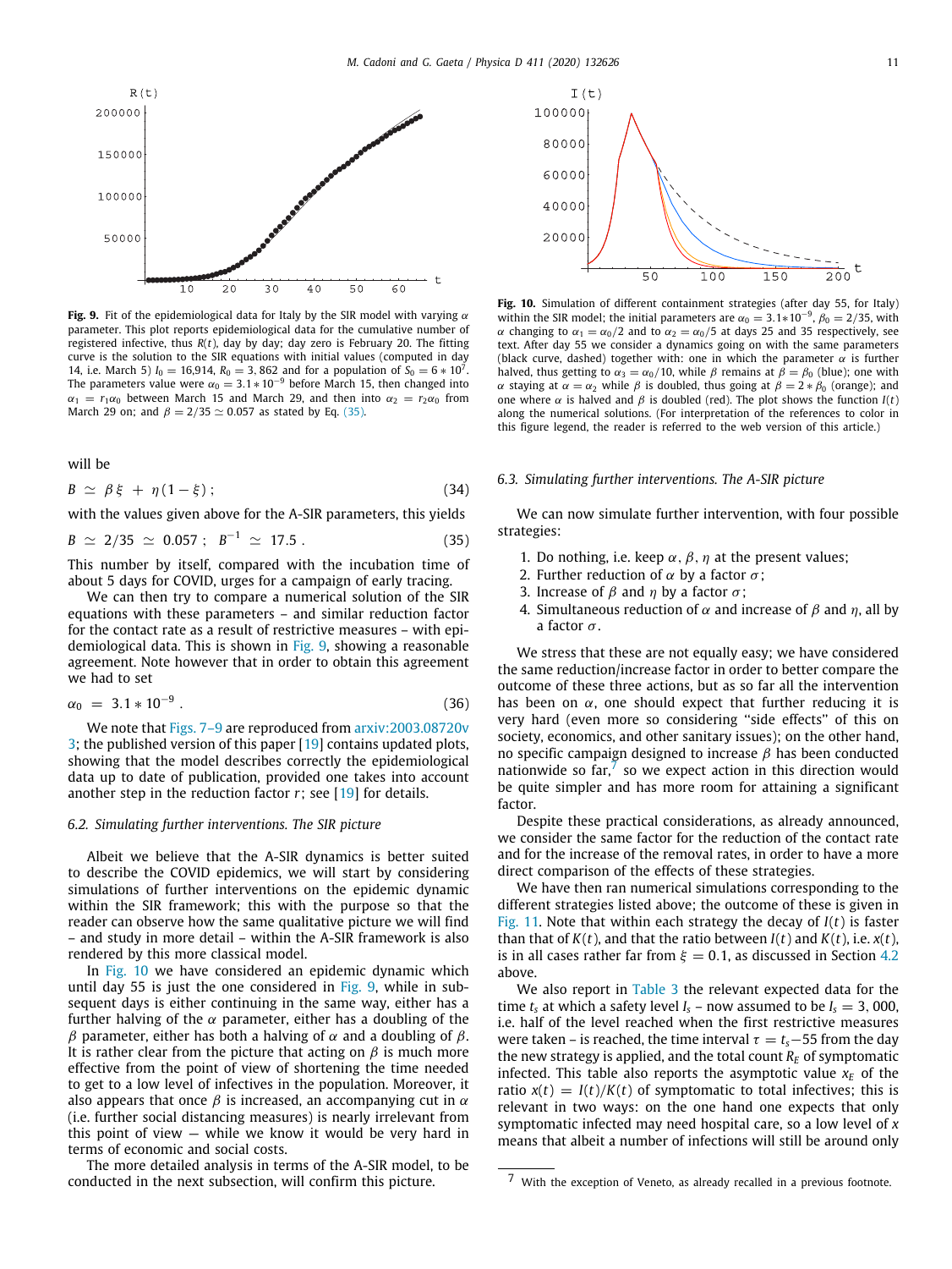**Fig. 9.** Fit of the epidemiological data for Italy by the SIR model with varying $\alpha$ parameter. This plot reports epidemiological data for the cumulative number of registered infective, thus $R(t)$, day by day; day zero is February 20. The fitting curve is the solution to the SIR equations with initial values (computed in day 14, i.e. March 5) $I_0 = 16{,}914$, $R_0 = 3,862$ and for a population of $S_0 = 6 * 10^7$. The parameters value were $\alpha_0 = 3.1 * 10^{-9}$ before March 15, then changed into $\alpha_1 = r_1\alpha_0$ between March 15 and March 29, and then into $\alpha_2 = r_2\alpha_0$ from March 29 on; and $\beta = 2/35 \simeq 0.057$ as stated by Eq. (35).

**Fig. 10.** Simulation of different containment strategies (after day 55, for Italy) within the SIR model; the initial parameters are $\alpha_0 = 3.1*10^{-9}$, $\beta_0 = 2/35$, with $\alpha$ changing to $\alpha_1 = \alpha_0/2$ and to $\alpha_2 = \alpha_0/5$ at days 25 and 35 respectively, see text. After day 55 we consider a dynamics going on with the same parameters (black curve, dashed) together with: one in which the parameter $\alpha$ is further halved, thus getting to $\alpha_3 = \alpha_0/10$, while $\beta$ remains at $\beta = \beta_0$ (blue); one with $\alpha$ staying at $\alpha = \alpha_2$ while $\beta$ is doubled, thus going at $\beta = 2 * \beta_0$ (orange); and one where $\alpha$ is halved and $\beta$ is doubled (red). The plot shows the function $I(t)$ along the numerical solutions. (For interpretation of the references to color in this figure legend, the reader is referred to the web version of this article.)

will be

$$B \simeq \beta\xi + \eta(1-\xi); \tag{34}$$

with the values given above for the A-SIR parameters, this yields

$$B \simeq 2/35 \simeq 0.057; \quad B^{-1} \simeq 17.5. \tag{35}$$

This number by itself, compared with the incubation time of about 5 days for COVID, urges for a campaign of early tracing.

We can then try to compare a numerical solution of the SIR equations with these parameters – and similar reduction factor for the contact rate as a result of restrictive measures – with epidemiological data. This is shown in Fig. 9, showing a reasonable agreement. Note however that in order to obtain this agreement we had to set

$$\alpha_0 = 3.1 * 10^{-9}. \tag{36}$$

We note that Figs. 7–9 are reproduced from arxiv:2003.08720v3; the published version of this paper [19] contains updated plots, showing that the model describes correctly the epidemiological data up to date of publication, provided one takes into account another step in the reduction factor $r$; see [19] for details.

### 6.2. Simulating further interventions. The SIR picture

Albeit we believe that the A-SIR dynamics is better suited to describe the COVID epidemics, we will start by considering simulations of further interventions on the epidemic dynamic within the SIR framework; this with the purpose so that the reader can observe how the same qualitative picture we will find – and study in more detail – within the A-SIR framework is also rendered by this more classical model.

In Fig. 10 we have considered an epidemic dynamic which until day 55 is just the one considered in Fig. 9, while in subsequent days is either continuing in the same way, either has a further halving of the $\alpha$ parameter, either has a doubling of the $\beta$ parameter, either has both a halving of $\alpha$ and a doubling of $\beta$. It is rather clear from the picture that acting on $\beta$ is much more effective from the point of view of shortening the time needed to get to a low level of infectives in the population. Moreover, it also appears that once $\beta$ is increased, an accompanying cut in $\alpha$ (i.e. further social distancing measures) is nearly irrelevant from this point of view — while we know it would be very hard in terms of economic and social costs.

The more detailed analysis in terms of the A-SIR model, to be conducted in the next subsection, will confirm this picture.

### 6.3. Simulating further interventions. The A-SIR picture

We can now simulate further intervention, with four possible strategies:

1. Do nothing, i.e. keep $\alpha$, $\beta$, $\eta$ at the present values;
2. Further reduction of $\alpha$ by a factor $\sigma$;
3. Increase of $\beta$ and $\eta$ by a factor $\sigma$;
4. Simultaneous reduction of $\alpha$ and increase of $\beta$ and $\eta$, all by a factor $\sigma$.

We stress that these are not equally easy; we have considered the same reduction/increase factor in order to better compare the outcome of these three actions, but as so far all the intervention has been on $\alpha$, one should expect that further reducing it is very hard (even more so considering "side effects" of this on society, economics, and other sanitary issues); on the other hand, no specific campaign designed to increase $\beta$ has been conducted nationwide so far,[7] so we expect action in this direction would be quite simpler and has more room for attaining a significant factor.

Despite these practical considerations, as already announced, we consider the same factor for the reduction of the contact rate and for the increase of the removal rates, in order to have a more direct comparison of the effects of these strategies.

We have then ran numerical simulations corresponding to the different strategies listed above; the outcome of these is given in Fig. 11. Note that within each strategy the decay of $I(t)$ is faster than that of $K(t)$, and that the ratio between $I(t)$ and $K(t)$, i.e. $x(t)$, is in all cases rather far from $\xi = 0.1$, as discussed in Section 4.2 above.

We also report in Table 3 the relevant expected data for the time $t_s$ at which a safety level $I_s$ – now assumed to be $I_s = 3,000$, i.e. half of the level reached when the first restrictive measures were taken – is reached, the time interval $\tau = t_s - 55$ from the day the new strategy is applied, and the total count $R_E$ of symptomatic infected. This table also reports the asymptotic value $x_E$ of the ratio $x(t) = I(t)/K(t)$ of symptomatic to total infectives; this is relevant in two ways: on the one hand one expects that only symptomatic infected may need hospital care, so a low level of $x$ means that albeit a number of infections will still be around only

[7] With the exception of Veneto, as already recalled in a previous footnote.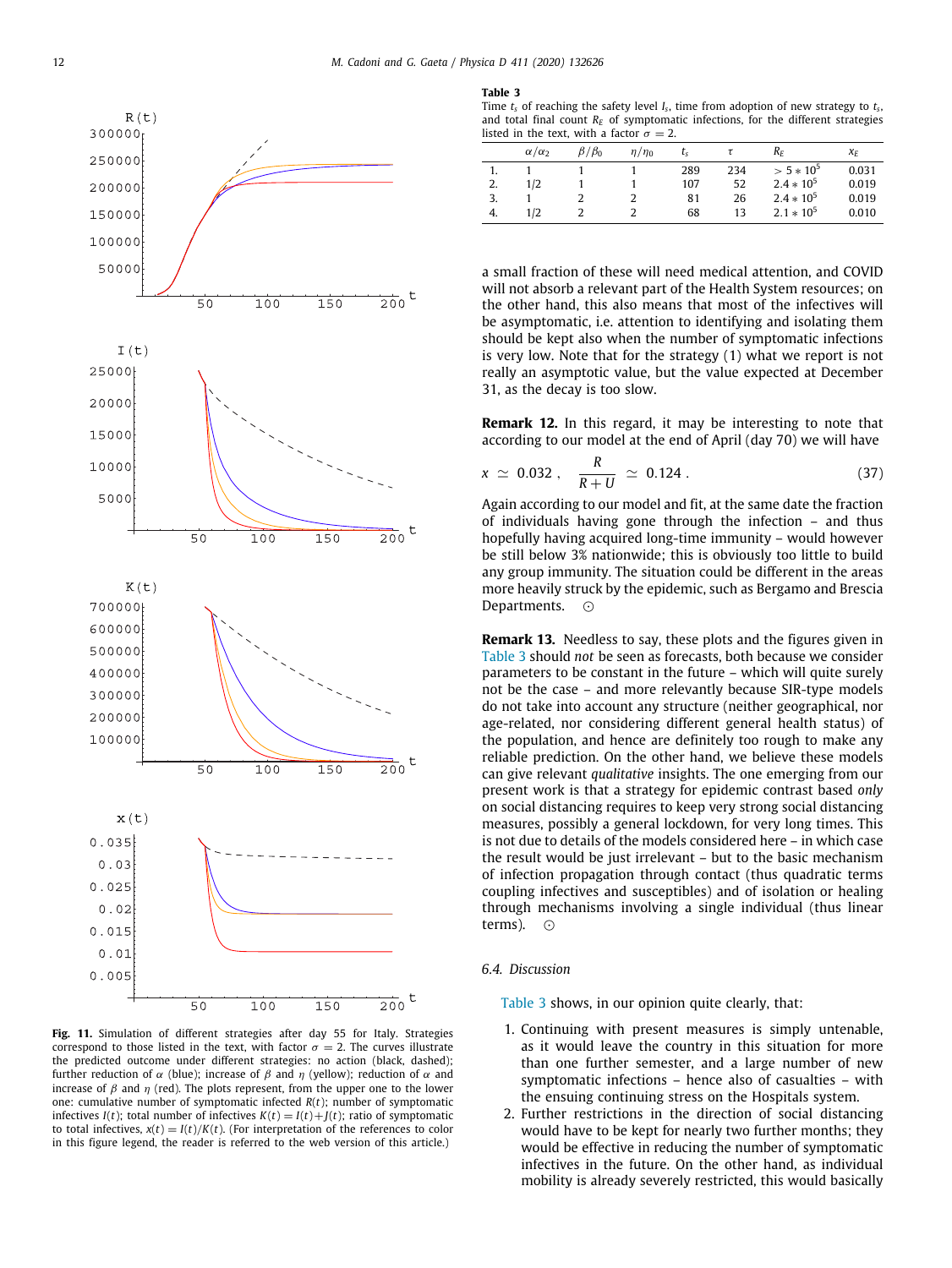Fig. 11. Simulation of different strategies after day 55 for Italy. Strategies correspond to those listed in the text, with factor $\sigma = 2$. The curves illustrate the predicted outcome under different strategies: no action (black, dashed); further reduction of $\alpha$ (blue); increase of $\beta$ and $\eta$ (yellow); reduction of $\alpha$ and increase of $\beta$ and $\eta$ (red). The plots represent, from the upper one to the lower one: cumulative number of symptomatic infected $R(t)$; number of symptomatic infectives $I(t)$; total number of infectives $K(t) = I(t)+J(t)$; ratio of symptomatic to total infectives, $x(t) = I(t)/K(t)$. (For interpretation of the references to color in this figure legend, the reader is referred to the web version of this article.)

**Table 3**
Time $t_s$ of reaching the safety level $I_s$, time from adoption of new strategy to $t_s$, and total final count $R_E$ of symptomatic infections, for the different strategies listed in the text, with a factor $\sigma = 2$.

| | $\alpha/\alpha_2$ | $\beta/\beta_0$ | $\eta/\eta_0$ | $t_s$ | $\tau$ | $R_E$ | $x_E$ |
|---|---|---|---|---|---|---|---|
| 1. | 1 | 1 | 1 | 289 | 234 | $> 5 * 10^5$ | 0.031 |
| 2. | 1/2 | 1 | 1 | 107 | 52 | $2.4 * 10^5$ | 0.019 |
| 3. | 1 | 2 | 2 | 81 | 26 | $2.4 * 10^5$ | 0.019 |
| 4. | 1/2 | 2 | 2 | 68 | 13 | $2.1 * 10^5$ | 0.010 |

a small fraction of these will need medical attention, and COVID will not absorb a relevant part of the Health System resources; on the other hand, this also means that most of the infectives will be asymptomatic, i.e. attention to identifying and isolating them should be kept also when the number of symptomatic infections is very low. Note that for the strategy (1) what we report is not really an asymptotic value, but the value expected at December 31, as the decay is too slow.

**Remark 12.** In this regard, it may be interesting to note that according to our model at the end of April (day 70) we will have

$$x \simeq 0.032 , \quad \frac{R}{R+U} \simeq 0.124 . \tag{37}$$

Again according to our model and fit, at the same date the fraction of individuals having gone through the infection – and thus hopefully having acquired long-time immunity – would however be still below 3% nationwide; this is obviously too little to build any group immunity. The situation could be different in the areas more heavily struck by the epidemic, such as Bergamo and Brescia Departments. ⊙

**Remark 13.** Needless to say, these plots and the figures given in Table 3 should *not* be seen as forecasts, both because we consider parameters to be constant in the future – which will quite surely not be the case – and more relevantly because SIR-type models do not take into account any structure (neither geographical, nor age-related, nor considering different general health status) of the population, and hence are definitely too rough to make any reliable prediction. On the other hand, we believe these models can give relevant *qualitative* insights. The one emerging from our present work is that a strategy for epidemic contrast based *only* on social distancing requires to keep very strong social distancing measures, possibly a general lockdown, for very long times. This is not due to details of the models considered here – in which case the result would be just irrelevant – but to the basic mechanism of infection propagation through contact (thus quadratic terms coupling infectives and susceptibles) and of isolation or healing through mechanisms involving a single individual (thus linear terms). ⊙

### 6.4. Discussion

Table 3 shows, in our opinion quite clearly, that:

1. Continuing with present measures is simply untenable, as it would leave the country in this situation for more than one further semester, and a large number of new symptomatic infections – hence also of casualties – with the ensuing continuing stress on the Hospitals system.
2. Further restrictions in the direction of social distancing would have to be kept for nearly two further months; they would be effective in reducing the number of symptomatic infectives in the future. On the other hand, as individual mobility is already severely restricted, this would basically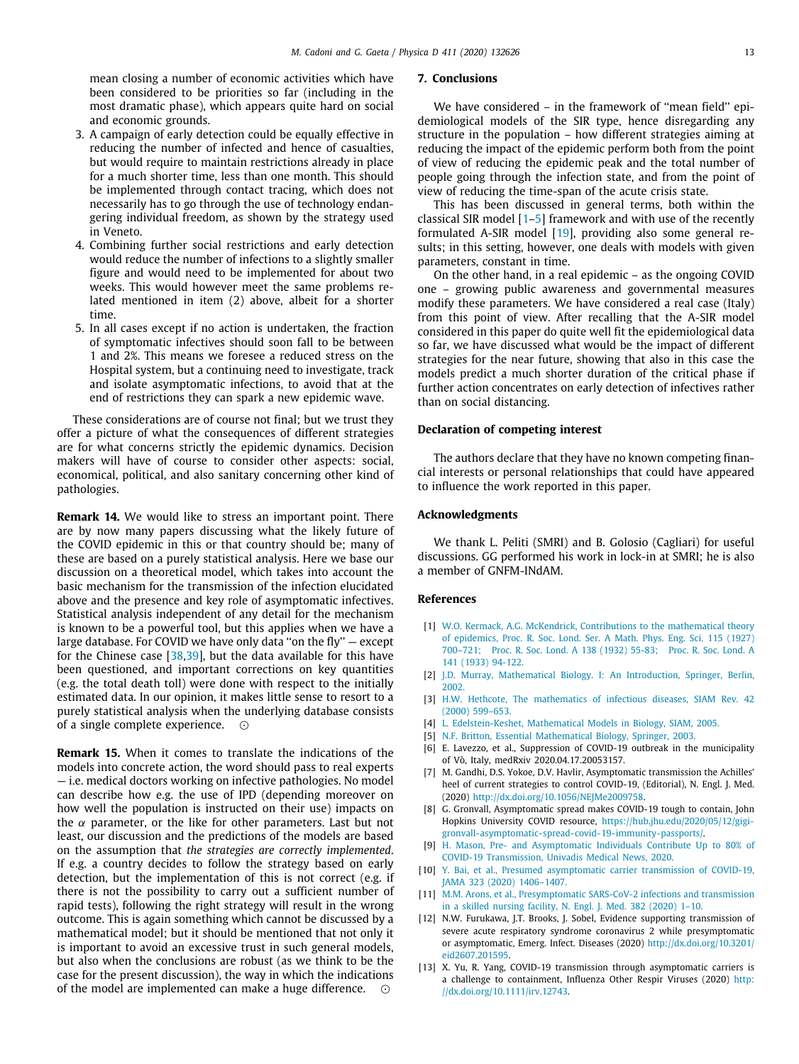mean closing a number of economic activities which have been considered to be priorities so far (including in the most dramatic phase), which appears quite hard on social and economic grounds.

3. A campaign of early detection could be equally effective in reducing the number of infected and hence of casualties, but would require to maintain restrictions already in place for a much shorter time, less than one month. This should be implemented through contact tracing, which does not necessarily has to go through the use of technology endangering individual freedom, as shown by the strategy used in Veneto.
4. Combining further social restrictions and early detection would reduce the number of infections to a slightly smaller figure and would need to be implemented for about two weeks. This would however meet the same problems related mentioned in item (2) above, albeit for a shorter time.
5. In all cases except if no action is undertaken, the fraction of symptomatic infectives should soon fall to be between 1 and 2%. This means we foresee a reduced stress on the Hospital system, but a continuing need to investigate, track and isolate asymptomatic infections, to avoid that at the end of restrictions they can spark a new epidemic wave.

These considerations are of course not final; but we trust they offer a picture of what the consequences of different strategies are for what concerns strictly the epidemic dynamics. Decision makers will have of course to consider other aspects: social, economical, political, and also sanitary concerning other kind of pathologies.

**Remark 14.** We would like to stress an important point. There are by now many papers discussing what the likely future of the COVID epidemic in this or that country should be; many of these are based on a purely statistical analysis. Here we base our discussion on a theoretical model, which takes into account the basic mechanism for the transmission of the infection elucidated above and the presence and key role of asymptomatic infectives. Statistical analysis independent of any detail for the mechanism is known to be a powerful tool, but this applies when we have a large database. For COVID we have only data "on the fly" — except for the Chinese case [38,39], but the data available for this have been questioned, and important corrections on key quantities (e.g. the total death toll) were done with respect to the initially estimated data. In our opinion, it makes little sense to resort to a purely statistical analysis when the underlying database consists of a single complete experience. ⊙

**Remark 15.** When it comes to translate the indications of the models into concrete action, the word should pass to real experts — i.e. medical doctors working on infective pathologies. No model can describe how e.g. the use of IPD (depending moreover on how well the population is instructed on their use) impacts on the $\alpha$ parameter, or the like for other parameters. Last but not least, our discussion and the predictions of the models are based on the assumption that *the strategies are correctly implemented*. If e.g. a country decides to follow the strategy based on early detection, but the implementation of this is not correct (e.g. if there is not the possibility to carry out a sufficient number of rapid tests), following the right strategy will result in the wrong outcome. This is again something which cannot be discussed by a mathematical model; but it should be mentioned that not only it is important to avoid an excessive trust in such general models, but also when the conclusions are robust (as we think to be the case for the present discussion), the way in which the indications of the model are implemented can make a huge difference. ⊙

## 7. Conclusions

We have considered – in the framework of "mean field" epidemiological models of the SIR type, hence disregarding any structure in the population – how different strategies aiming at reducing the impact of the epidemic perform both from the point of view of reducing the epidemic peak and the total number of people going through the infection state, and from the point of view of reducing the time-span of the acute crisis state.

This has been discussed in general terms, both within the classical SIR model [1–5] framework and with use of the recently formulated A-SIR model [19], providing also some general results; in this setting, however, one deals with models with given parameters, constant in time.

On the other hand, in a real epidemic – as the ongoing COVID one – growing public awareness and governmental measures modify these parameters. We have considered a real case (Italy) from this point of view. After recalling that the A-SIR model considered in this paper do quite well fit the epidemiological data so far, we have discussed what would be the impact of different strategies for the near future, showing that also in this case the models predict a much shorter duration of the critical phase if further action concentrates on early detection of infectives rather than on social distancing.

## Declaration of competing interest

The authors declare that they have no known competing financial interests or personal relationships that could have appeared to influence the work reported in this paper.

## Acknowledgments

We thank L. Peliti (SMRI) and B. Golosio (Cagliari) for useful discussions. GG performed his work in lock-in at SMRI; he is also a member of GNFM-INdAM.

## References

[1] W.O. Kermack, A.G. McKendrick, Contributions to the mathematical theory of epidemics, Proc. R. Soc. Lond. Ser. A Math. Phys. Eng. Sci. 115 (1927) 700–721; Proc. R. Soc. Lond. A 138 (1932) 55-83; Proc. R. Soc. Lond. A 141 (1933) 94-122.

[2] J.D. Murray, Mathematical Biology. I: An Introduction, Springer, Berlin, 2002.

[3] H.W. Hethcote, The mathematics of infectious diseases, SIAM Rev. 42 (2000) 599–653.

[4] L. Edelstein-Keshet, Mathematical Models in Biology, SIAM, 2005.

[5] N.F. Britton, Essential Mathematical Biology, Springer, 2003.

[6] E. Lavezzo, et al., Suppression of COVID-19 outbreak in the municipality of Vò, Italy, medRxiv 2020.04.17.20053157.

[7] M. Gandhi, D.S. Yokoe, D.V. Havlir, Asymptomatic transmission the Achilles' heel of current strategies to control COVID-19, (Editorial), N. Engl. J. Med. (2020) http://dx.doi.org/10.1056/NEJMe2009758.

[8] G. Gronvall, Asymptomatic spread makes COVID-19 tough to contain, John Hopkins University COVID resource, https://hub.jhu.edu/2020/05/12/gigi-gronvall-asymptomatic-spread-covid-19-immunity-passports/.

[9] H. Mason, Pre- and Asymptomatic Individuals Contribute Up to 80% of COVID-19 Transmission, Univadis Medical News, 2020.

[10] Y. Bai, et al., Presumed asymptomatic carrier transmission of COVID-19, JAMA 323 (2020) 1406–1407.

[11] M.M. Arons, et al., Presymptomatic SARS-CoV-2 infections and transmission in a skilled nursing facility, N. Engl. J. Med. 382 (2020) 1–10.

[12] N.W. Furukawa, J.T. Brooks, J. Sobel, Evidence supporting transmission of severe acute respiratory syndrome coronavirus 2 while presymptomatic or asymptomatic, Emerg. Infect. Diseases (2020) http://dx.doi.org/10.3201/eid2607.201595.

[13] X. Yu, R. Yang, COVID-19 transmission through asymptomatic carriers is a challenge to containment, Influenza Other Respir Viruses (2020) http://dx.doi.org/10.1111/irv.12743.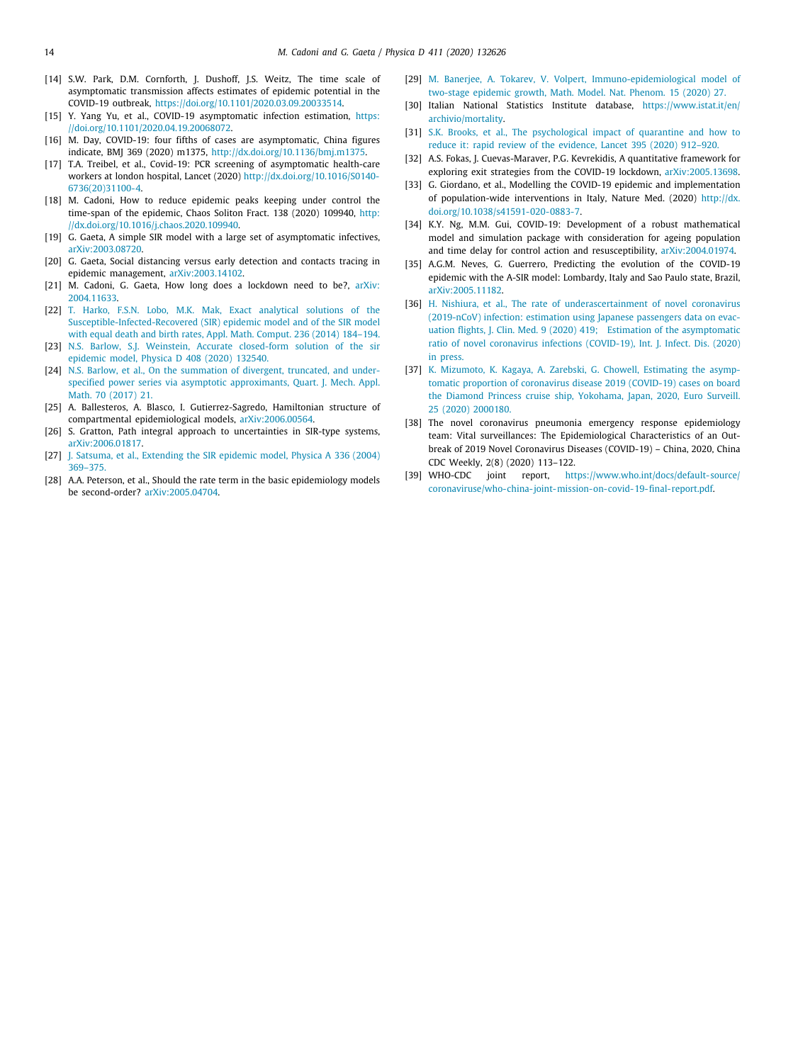[14] S.W. Park, D.M. Cornforth, J. Dushoff, J.S. Weitz, The time scale of asymptomatic transmission affects estimates of epidemic potential in the COVID-19 outbreak, https://doi.org/10.1101/2020.03.09.20033514.

[15] Y. Yang Yu, et al., COVID-19 asymptomatic infection estimation, https://doi.org/10.1101/2020.04.19.20068072.

[16] M. Day, COVID-19: four fifths of cases are asymptomatic, China figures indicate, BMJ 369 (2020) m1375, http://dx.doi.org/10.1136/bmj.m1375.

[17] T.A. Treibel, et al., Covid-19: PCR screening of asymptomatic health-care workers at london hospital, Lancet (2020) http://dx.doi.org/10.1016/S0140-6736(20)31100-4.

[18] M. Cadoni, How to reduce epidemic peaks keeping under control the time-span of the epidemic, Chaos Soliton Fract. 138 (2020) 109940, http://dx.doi.org/10.1016/j.chaos.2020.109940.

[19] G. Gaeta, A simple SIR model with a large set of asymptomatic infectives, arXiv:2003.08720.

[20] G. Gaeta, Social distancing versus early detection and contacts tracing in epidemic management, arXiv:2003.14102.

[21] M. Cadoni, G. Gaeta, How long does a lockdown need to be?, arXiv:2004.11633.

[22] T. Harko, F.S.N. Lobo, M.K. Mak, Exact analytical solutions of the Susceptible-Infected-Recovered (SIR) epidemic model and of the SIR model with equal death and birth rates, Appl. Math. Comput. 236 (2014) 184–194.

[23] N.S. Barlow, S.J. Weinstein, Accurate closed-form solution of the sir epidemic model, Physica D 408 (2020) 132540.

[24] N.S. Barlow, et al., On the summation of divergent, truncated, and underspecified power series via asymptotic approximants, Quart. J. Mech. Appl. Math. 70 (2017) 21.

[25] A. Ballesteros, A. Blasco, I. Gutierrez-Sagredo, Hamiltonian structure of compartmental epidemiological models, arXiv:2006.00564.

[26] S. Gratton, Path integral approach to uncertainties in SIR-type systems, arXiv:2006.01817.

[27] J. Satsuma, et al., Extending the SIR epidemic model, Physica A 336 (2004) 369–375.

[28] A.A. Peterson, et al., Should the rate term in the basic epidemiology models be second-order? arXiv:2005.04704.

[29] M. Banerjee, A. Tokarev, V. Volpert, Immuno-epidemiological model of two-stage epidemic growth, Math. Model. Nat. Phenom. 15 (2020) 27.

[30] Italian National Statistics Institute database, https://www.istat.it/en/archivio/mortality.

[31] S.K. Brooks, et al., The psychological impact of quarantine and how to reduce it: rapid review of the evidence, Lancet 395 (2020) 912–920.

[32] A.S. Fokas, J. Cuevas-Maraver, P.G. Kevrekidis, A quantitative framework for exploring exit strategies from the COVID-19 lockdown, arXiv:2005.13698.

[33] G. Giordano, et al., Modelling the COVID-19 epidemic and implementation of population-wide interventions in Italy, Nature Med. (2020) http://dx.doi.org/10.1038/s41591-020-0883-7.

[34] K.Y. Ng, M.M. Gui, COVID-19: Development of a robust mathematical model and simulation package with consideration for ageing population and time delay for control action and resusceptibility, arXiv:2004.01974.

[35] A.G.M. Neves, G. Guerrero, Predicting the evolution of the COVID-19 epidemic with the A-SIR model: Lombardy, Italy and Sao Paulo state, Brazil, arXiv:2005.11182.

[36] H. Nishiura, et al., The rate of underascertainment of novel coronavirus (2019-nCoV) infection: estimation using Japanese passengers data on evacuation flights, J. Clin. Med. 9 (2020) 419; Estimation of the asymptomatic ratio of novel coronavirus infections (COVID-19), Int. J. Infect. Dis. (2020) in press.

[37] K. Mizumoto, K. Kagaya, A. Zarebski, G. Chowell, Estimating the asymptomatic proportion of coronavirus disease 2019 (COVID-19) cases on board the Diamond Princess cruise ship, Yokohama, Japan, 2020, Euro Surveill. 25 (2020) 2000180.

[38] The novel coronavirus pneumonia emergency response epidemiology team: Vital surveillances: The Epidemiological Characteristics of an Outbreak of 2019 Novel Coronavirus Diseases (COVID-19) – China, 2020, China CDC Weekly, 2(8) (2020) 113–122.

[39] WHO-CDC joint report, https://www.who.int/docs/default-source/coronaviruse/who-china-joint-mission-on-covid-19-final-report.pdf.